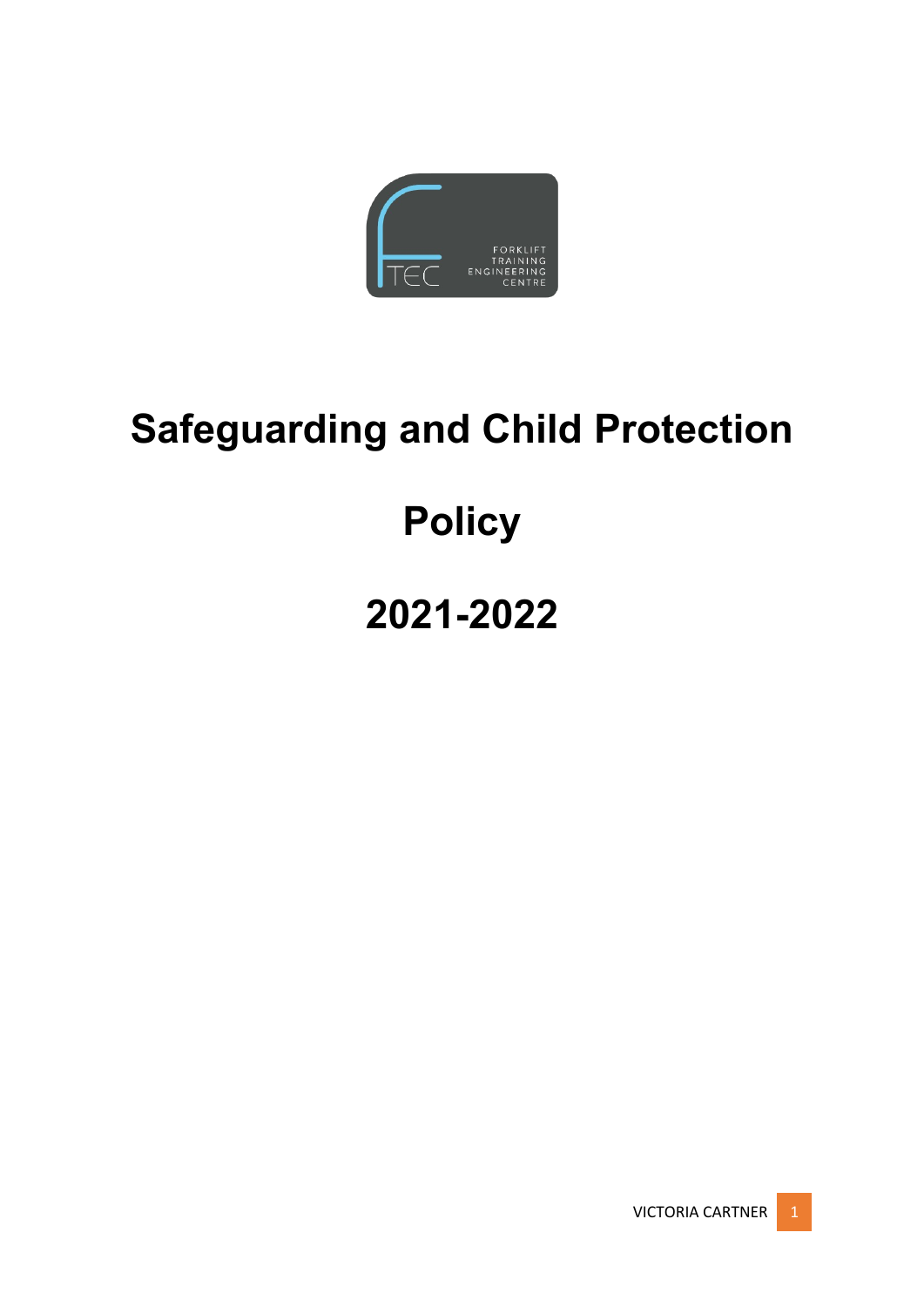# Safeguarding and Child Protection

# Policy

# 2021-2022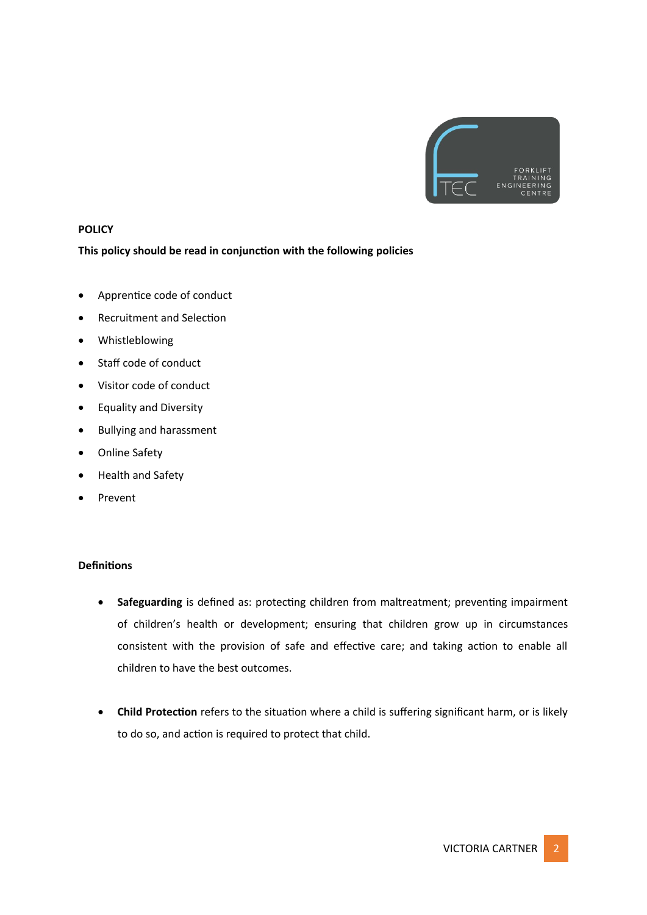**POLICY**

**This policy should be read in conjunction with the following policies**

- Apprentice code of conduct
- Recruitment and Selection
- Whistleblowing
- Staff code of conduct
- Visitor code of conduct
- Equality and Diversity
- Bullying and harassment
- Online Safety
- Health and Safety
- Prevent

**Definitions**

- **Safeguarding** is defined as: protecting children from maltreatment; preventing impairment of children's health or development; ensuring that children grow up in circumstances consistent with the provision of safe and effective care; and taking action to enable all children to have the best outcomes.

- **Child Protection** refers to the situation where a child is suffering significant harm, or is likely to do so, and action is required to protect that child.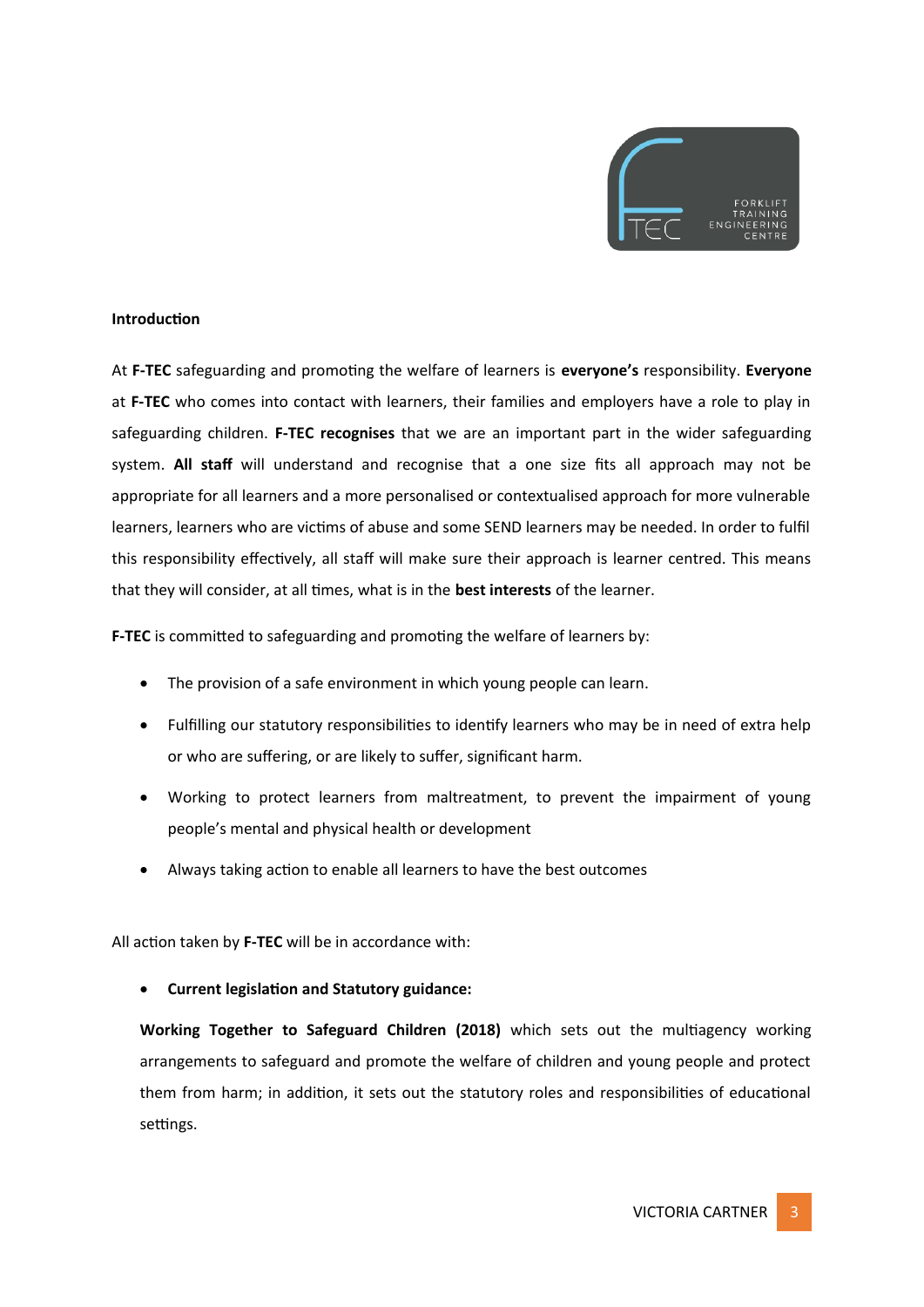**Introduction**

At **F-TEC** safeguarding and promoting the welfare of learners is **everyone's** responsibility. **Everyone** at **F-TEC** who comes into contact with learners, their families and employers have a role to play in safeguarding children. **F-TEC recognises** that we are an important part in the wider safeguarding system. **All staff** will understand and recognise that a one size fits all approach may not be appropriate for all learners and a more personalised or contextualised approach for more vulnerable learners, learners who are victims of abuse and some SEND learners may be needed. In order to fulfil this responsibility effectively, all staff will make sure their approach is learner centred. This means that they will consider, at all times, what is in the **best interests** of the learner.

**F-TEC** is committed to safeguarding and promoting the welfare of learners by:

- The provision of a safe environment in which young people can learn.
- Fulfilling our statutory responsibilities to identify learners who may be in need of extra help or who are suffering, or are likely to suffer, significant harm.
- Working to protect learners from maltreatment, to prevent the impairment of young people's mental and physical health or development
- Always taking action to enable all learners to have the best outcomes

All action taken by **F-TEC** will be in accordance with:

- **Current legislation and Statutory guidance:**

**Working Together to Safeguard Children (2018)** which sets out the multiagency working arrangements to safeguard and promote the welfare of children and young people and protect them from harm; in addition, it sets out the statutory roles and responsibilities of educational settings.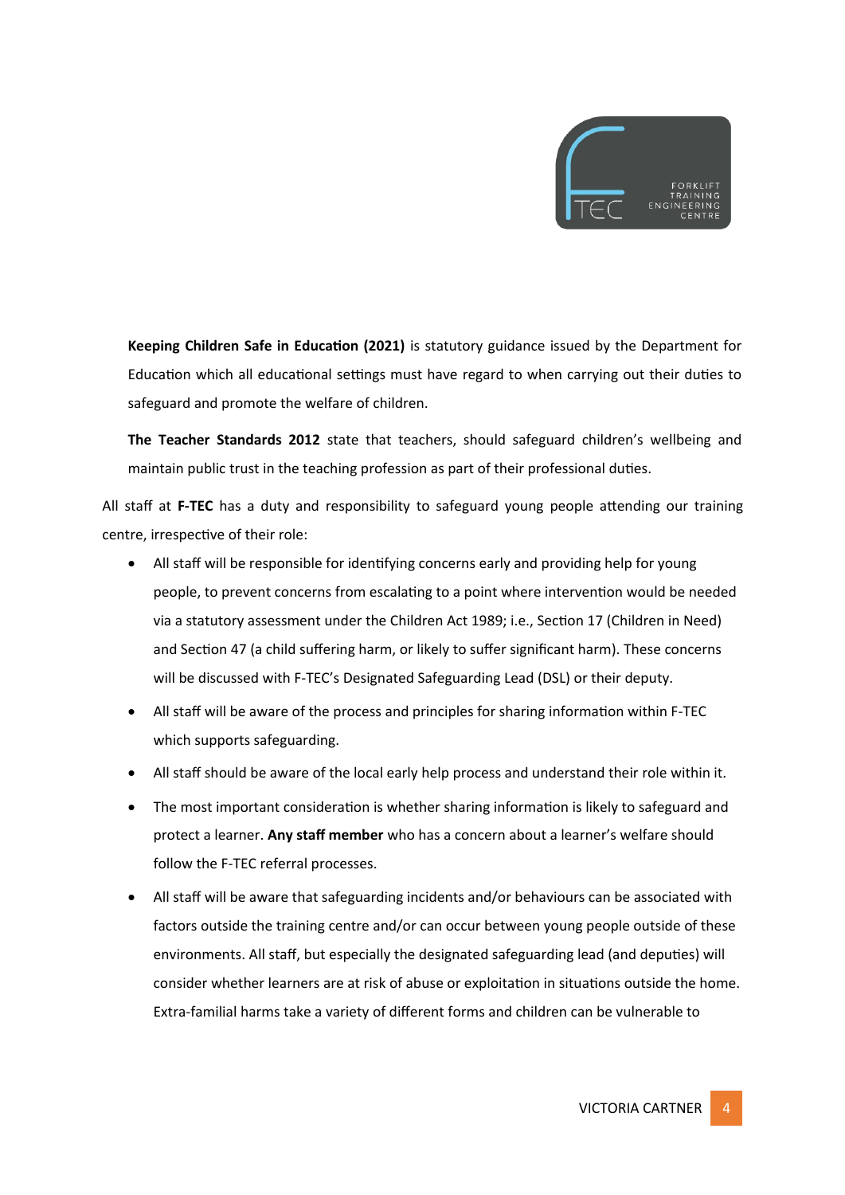**Keeping Children Safe in Education (2021)** is statutory guidance issued by the Department for Education which all educational settings must have regard to when carrying out their duties to safeguard and promote the welfare of children.

**The Teacher Standards 2012** state that teachers, should safeguard children's wellbeing and maintain public trust in the teaching profession as part of their professional duties.

All staff at **F-TEC** has a duty and responsibility to safeguard young people attending our training centre, irrespective of their role:

- All staff will be responsible for identifying concerns early and providing help for young people, to prevent concerns from escalating to a point where intervention would be needed via a statutory assessment under the Children Act 1989; i.e., Section 17 (Children in Need) and Section 47 (a child suffering harm, or likely to suffer significant harm). These concerns will be discussed with F-TEC's Designated Safeguarding Lead (DSL) or their deputy.
- All staff will be aware of the process and principles for sharing information within F-TEC which supports safeguarding.
- All staff should be aware of the local early help process and understand their role within it.
- The most important consideration is whether sharing information is likely to safeguard and protect a learner. **Any staff member** who has a concern about a learner's welfare should follow the F-TEC referral processes.
- All staff will be aware that safeguarding incidents and/or behaviours can be associated with factors outside the training centre and/or can occur between young people outside of these environments. All staff, but especially the designated safeguarding lead (and deputies) will consider whether learners are at risk of abuse or exploitation in situations outside the home. Extra-familial harms take a variety of different forms and children can be vulnerable to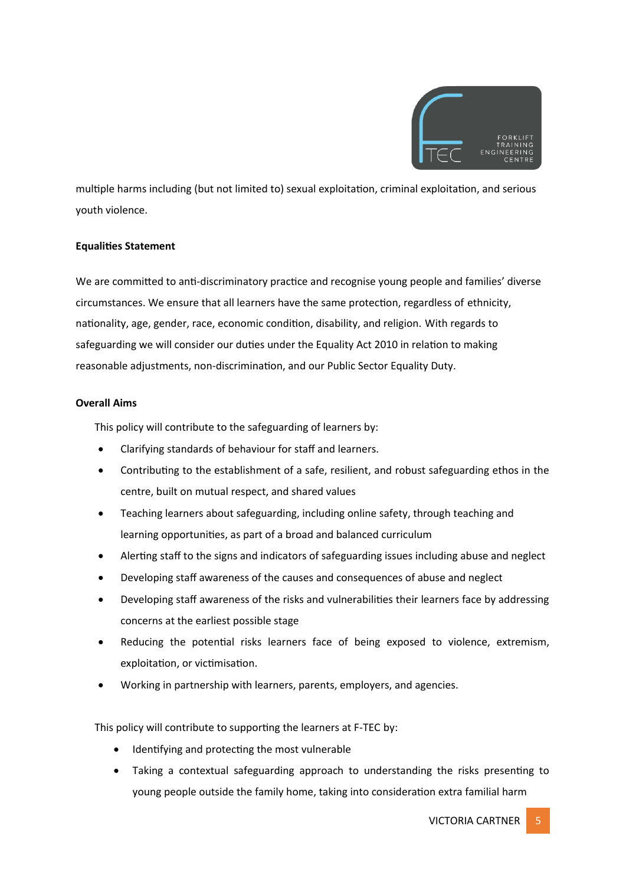multiple harms including (but not limited to) sexual exploitation, criminal exploitation, and serious youth violence.

**Equalities Statement**

We are committed to anti-discriminatory practice and recognise young people and families' diverse circumstances. We ensure that all learners have the same protection, regardless of ethnicity, nationality, age, gender, race, economic condition, disability, and religion. With regards to safeguarding we will consider our duties under the Equality Act 2010 in relation to making reasonable adjustments, non-discrimination, and our Public Sector Equality Duty.

**Overall Aims**

This policy will contribute to the safeguarding of learners by:

- Clarifying standards of behaviour for staff and learners.
- Contributing to the establishment of a safe, resilient, and robust safeguarding ethos in the centre, built on mutual respect, and shared values
- Teaching learners about safeguarding, including online safety, through teaching and learning opportunities, as part of a broad and balanced curriculum
- Alerting staff to the signs and indicators of safeguarding issues including abuse and neglect
- Developing staff awareness of the causes and consequences of abuse and neglect
- Developing staff awareness of the risks and vulnerabilities their learners face by addressing concerns at the earliest possible stage
- Reducing the potential risks learners face of being exposed to violence, extremism, exploitation, or victimisation.
- Working in partnership with learners, parents, employers, and agencies.

This policy will contribute to supporting the learners at F-TEC by:

- Identifying and protecting the most vulnerable
- Taking a contextual safeguarding approach to understanding the risks presenting to young people outside the family home, taking into consideration extra familial harm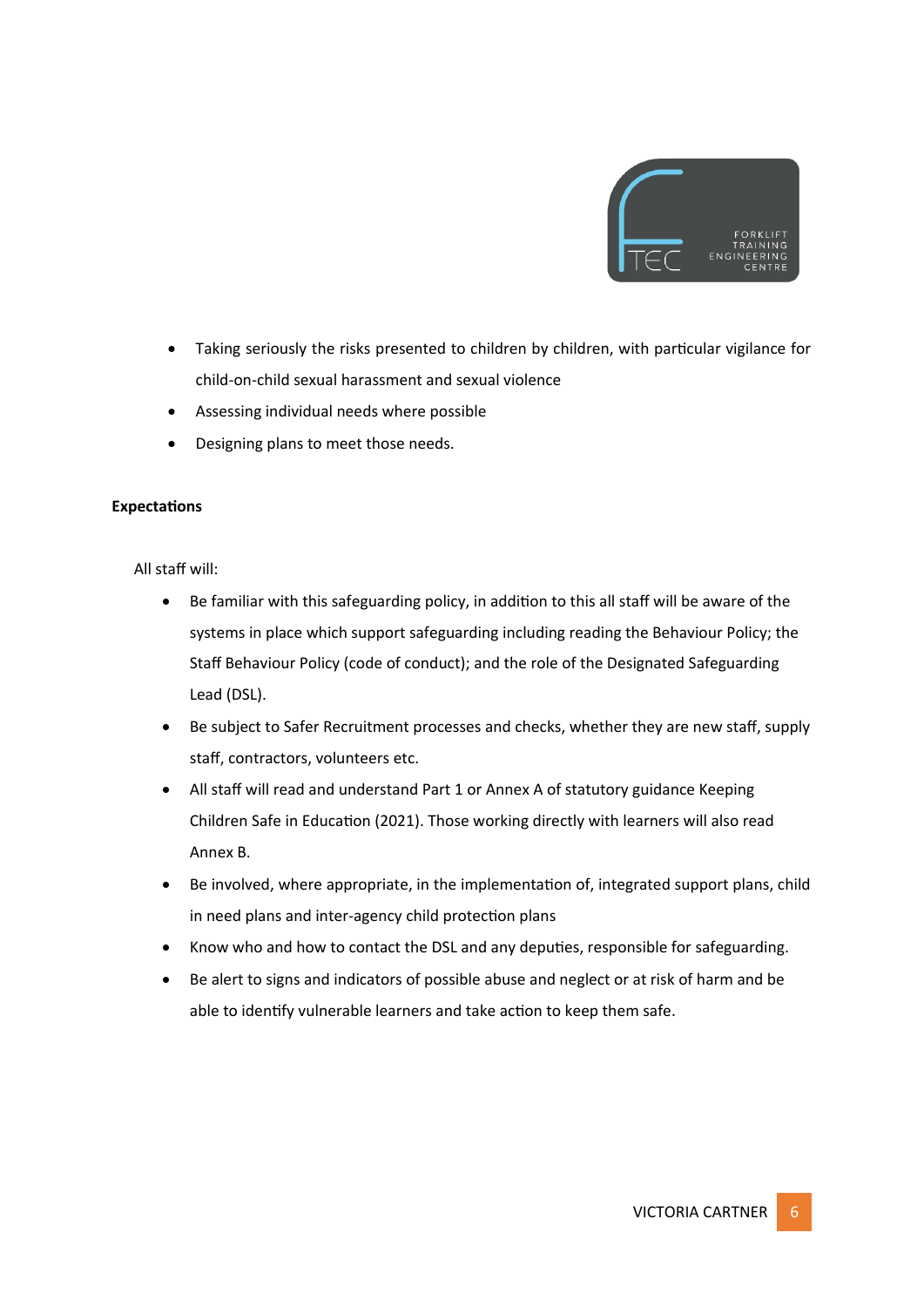- Taking seriously the risks presented to children by children, with particular vigilance for child-on-child sexual harassment and sexual violence
- Assessing individual needs where possible
- Designing plans to meet those needs.

**Expectations**

All staff will:

- Be familiar with this safeguarding policy, in addition to this all staff will be aware of the systems in place which support safeguarding including reading the Behaviour Policy; the Staff Behaviour Policy (code of conduct); and the role of the Designated Safeguarding Lead (DSL).
- Be subject to Safer Recruitment processes and checks, whether they are new staff, supply staff, contractors, volunteers etc.
- All staff will read and understand Part 1 or Annex A of statutory guidance Keeping Children Safe in Education (2021). Those working directly with learners will also read Annex B.
- Be involved, where appropriate, in the implementation of, integrated support plans, child in need plans and inter-agency child protection plans
- Know who and how to contact the DSL and any deputies, responsible for safeguarding.
- Be alert to signs and indicators of possible abuse and neglect or at risk of harm and be able to identify vulnerable learners and take action to keep them safe.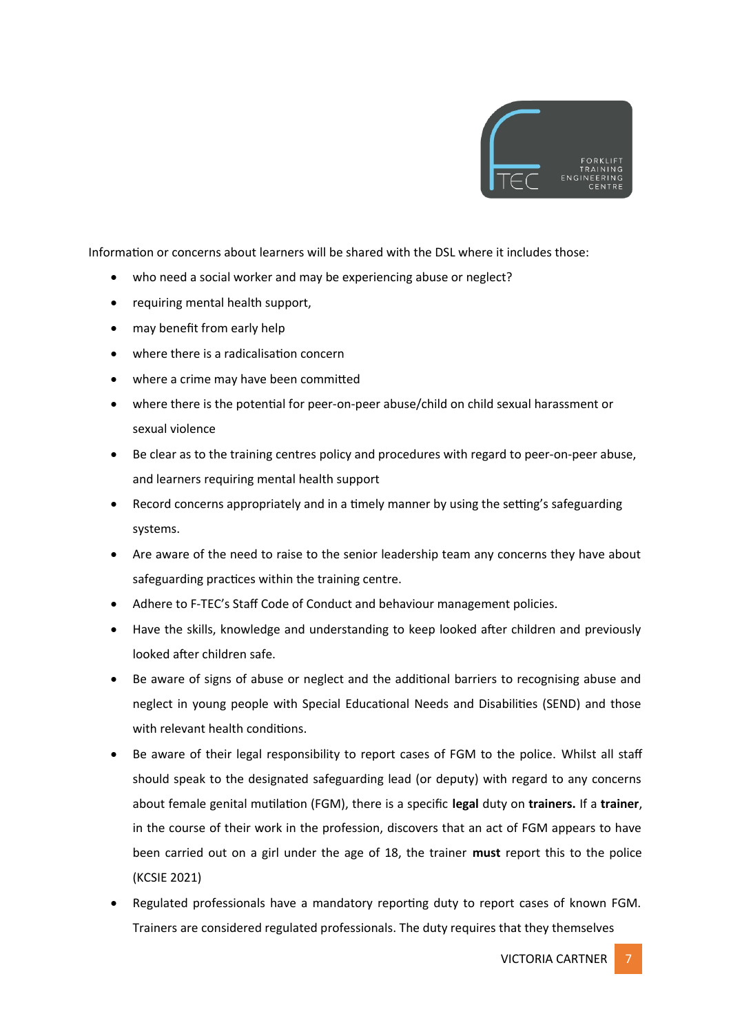Information or concerns about learners will be shared with the DSL where it includes those:

- who need a social worker and may be experiencing abuse or neglect?
- requiring mental health support,
- may benefit from early help
- where there is a radicalisation concern
- where a crime may have been committed
- where there is the potential for peer-on-peer abuse/child on child sexual harassment or sexual violence
- Be clear as to the training centres policy and procedures with regard to peer-on-peer abuse, and learners requiring mental health support
- Record concerns appropriately and in a timely manner by using the setting's safeguarding systems.
- Are aware of the need to raise to the senior leadership team any concerns they have about safeguarding practices within the training centre.
- Adhere to F-TEC's Staff Code of Conduct and behaviour management policies.
- Have the skills, knowledge and understanding to keep looked after children and previously looked after children safe.
- Be aware of signs of abuse or neglect and the additional barriers to recognising abuse and neglect in young people with Special Educational Needs and Disabilities (SEND) and those with relevant health conditions.
- Be aware of their legal responsibility to report cases of FGM to the police. Whilst all staff should speak to the designated safeguarding lead (or deputy) with regard to any concerns about female genital mutilation (FGM), there is a specific **legal** duty on **trainers.** If a **trainer**, in the course of their work in the profession, discovers that an act of FGM appears to have been carried out on a girl under the age of 18, the trainer **must** report this to the police (KCSIE 2021)
- Regulated professionals have a mandatory reporting duty to report cases of known FGM. Trainers are considered regulated professionals. The duty requires that they themselves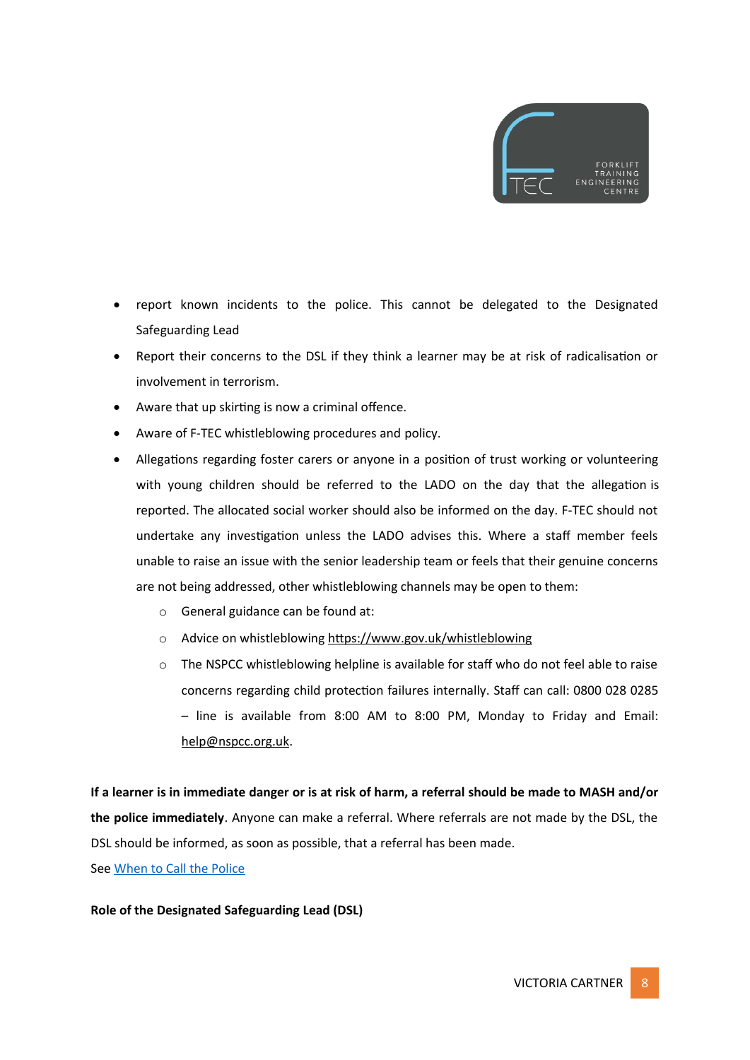- report known incidents to the police. This cannot be delegated to the Designated Safeguarding Lead
- Report their concerns to the DSL if they think a learner may be at risk of radicalisation or involvement in terrorism.
- Aware that up skirting is now a criminal offence.
- Aware of F-TEC whistleblowing procedures and policy.
- Allegations regarding foster carers or anyone in a position of trust working or volunteering with young children should be referred to the LADO on the day that the allegation is reported. The allocated social worker should also be informed on the day. F-TEC should not undertake any investigation unless the LADO advises this. Where a staff member feels unable to raise an issue with the senior leadership team or feels that their genuine concerns are not being addressed, other whistleblowing channels may be open to them:
  - General guidance can be found at:
  - Advice on whistleblowing https://www.gov.uk/whistleblowing
  - The NSPCC whistleblowing helpline is available for staff who do not feel able to raise concerns regarding child protection failures internally. Staff can call: 0800 028 0285 – line is available from 8:00 AM to 8:00 PM, Monday to Friday and Email: help@nspcc.org.uk.

**If a learner is in immediate danger or is at risk of harm, a referral should be made to MASH and/or the police immediately**. Anyone can make a referral. Where referrals are not made by the DSL, the DSL should be informed, as soon as possible, that a referral has been made.
See When to Call the Police

**Role of the Designated Safeguarding Lead (DSL)**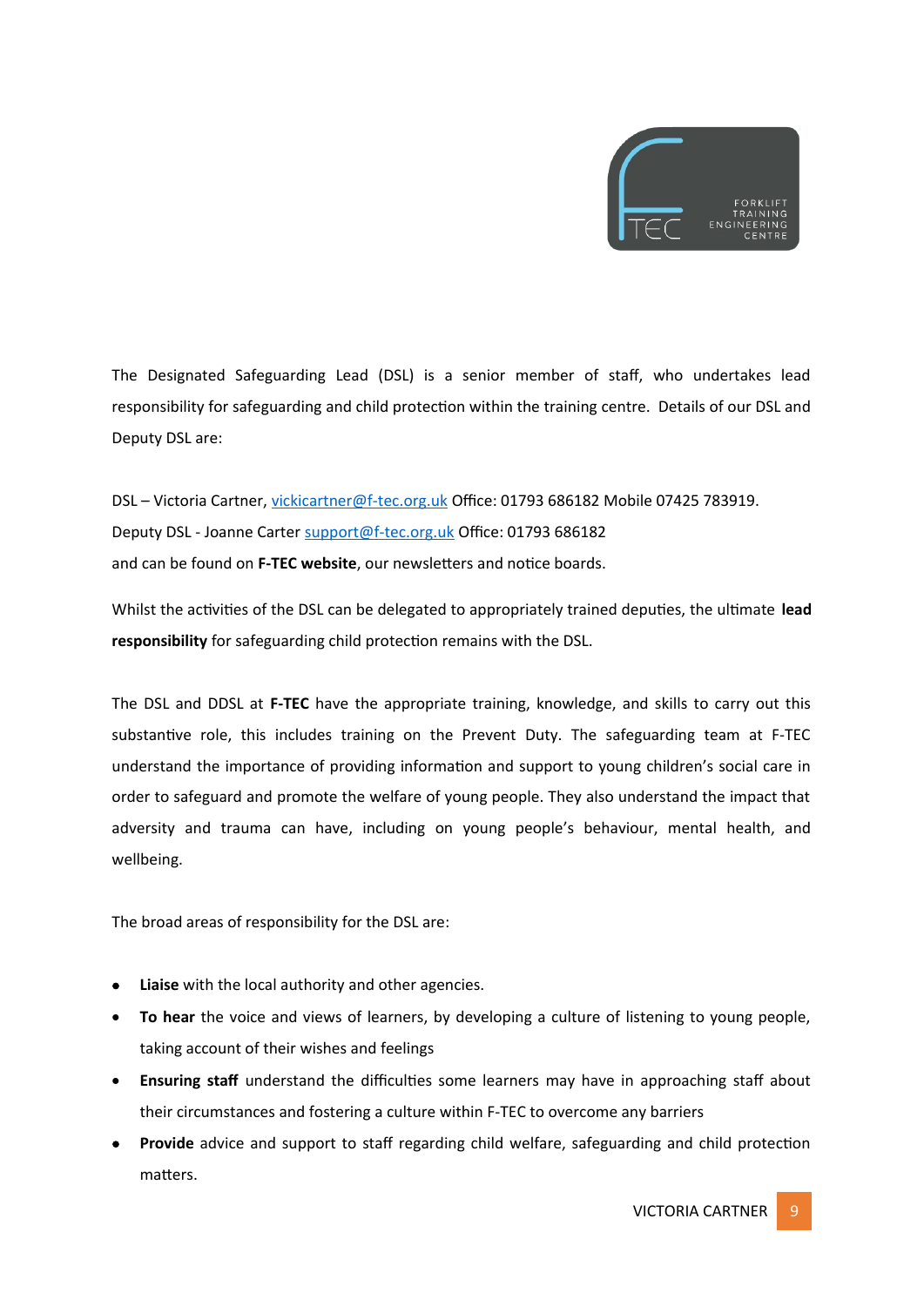The Designated Safeguarding Lead (DSL) is a senior member of staff, who undertakes lead responsibility for safeguarding and child protection within the training centre. Details of our DSL and Deputy DSL are:

DSL – Victoria Cartner, vickicartner@f-tec.org.uk Office: 01793 686182 Mobile 07425 783919.
Deputy DSL - Joanne Carter support@f-tec.org.uk Office: 01793 686182
and can be found on **F-TEC website**, our newsletters and notice boards.

Whilst the activities of the DSL can be delegated to appropriately trained deputies, the ultimate **lead responsibility** for safeguarding child protection remains with the DSL.

The DSL and DDSL at **F-TEC** have the appropriate training, knowledge, and skills to carry out this substantive role, this includes training on the Prevent Duty. The safeguarding team at F-TEC understand the importance of providing information and support to young children's social care in order to safeguard and promote the welfare of young people. They also understand the impact that adversity and trauma can have, including on young people's behaviour, mental health, and wellbeing.

The broad areas of responsibility for the DSL are:

- **Liaise** with the local authority and other agencies.
- **To hear** the voice and views of learners, by developing a culture of listening to young people, taking account of their wishes and feelings
- **Ensuring staff** understand the difficulties some learners may have in approaching staff about their circumstances and fostering a culture within F-TEC to overcome any barriers
- **Provide** advice and support to staff regarding child welfare, safeguarding and child protection matters.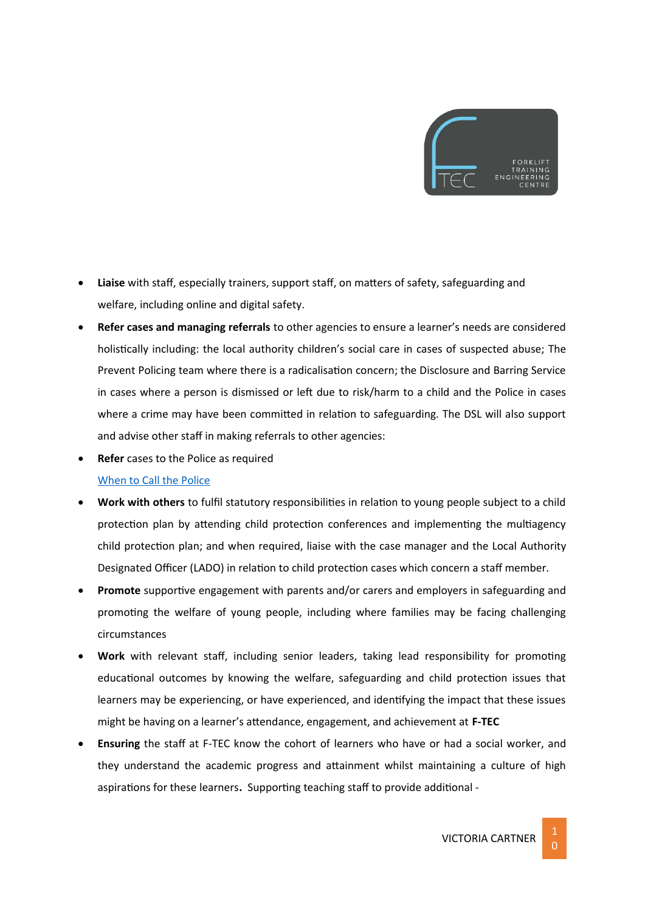- **Liaise** with staff, especially trainers, support staff, on matters of safety, safeguarding and welfare, including online and digital safety.
- **Refer cases and managing referrals** to other agencies to ensure a learner's needs are considered holistically including: the local authority children's social care in cases of suspected abuse; The Prevent Policing team where there is a radicalisation concern; the Disclosure and Barring Service in cases where a person is dismissed or left due to risk/harm to a child and the Police in cases where a crime may have been committed in relation to safeguarding. The DSL will also support and advise other staff in making referrals to other agencies:
- **Refer** cases to the Police as required

  [When to Call the Police]
- **Work with others** to fulfil statutory responsibilities in relation to young people subject to a child protection plan by attending child protection conferences and implementing the multiagency child protection plan; and when required, liaise with the case manager and the Local Authority Designated Officer (LADO) in relation to child protection cases which concern a staff member.
- **Promote** supportive engagement with parents and/or carers and employers in safeguarding and promoting the welfare of young people, including where families may be facing challenging circumstances
- **Work** with relevant staff, including senior leaders, taking lead responsibility for promoting educational outcomes by knowing the welfare, safeguarding and child protection issues that learners may be experiencing, or have experienced, and identifying the impact that these issues might be having on a learner's attendance, engagement, and achievement at **F-TEC**
- **Ensuring** the staff at F-TEC know the cohort of learners who have or had a social worker, and they understand the academic progress and attainment whilst maintaining a culture of high aspirations for these learners**.** Supporting teaching staff to provide additional -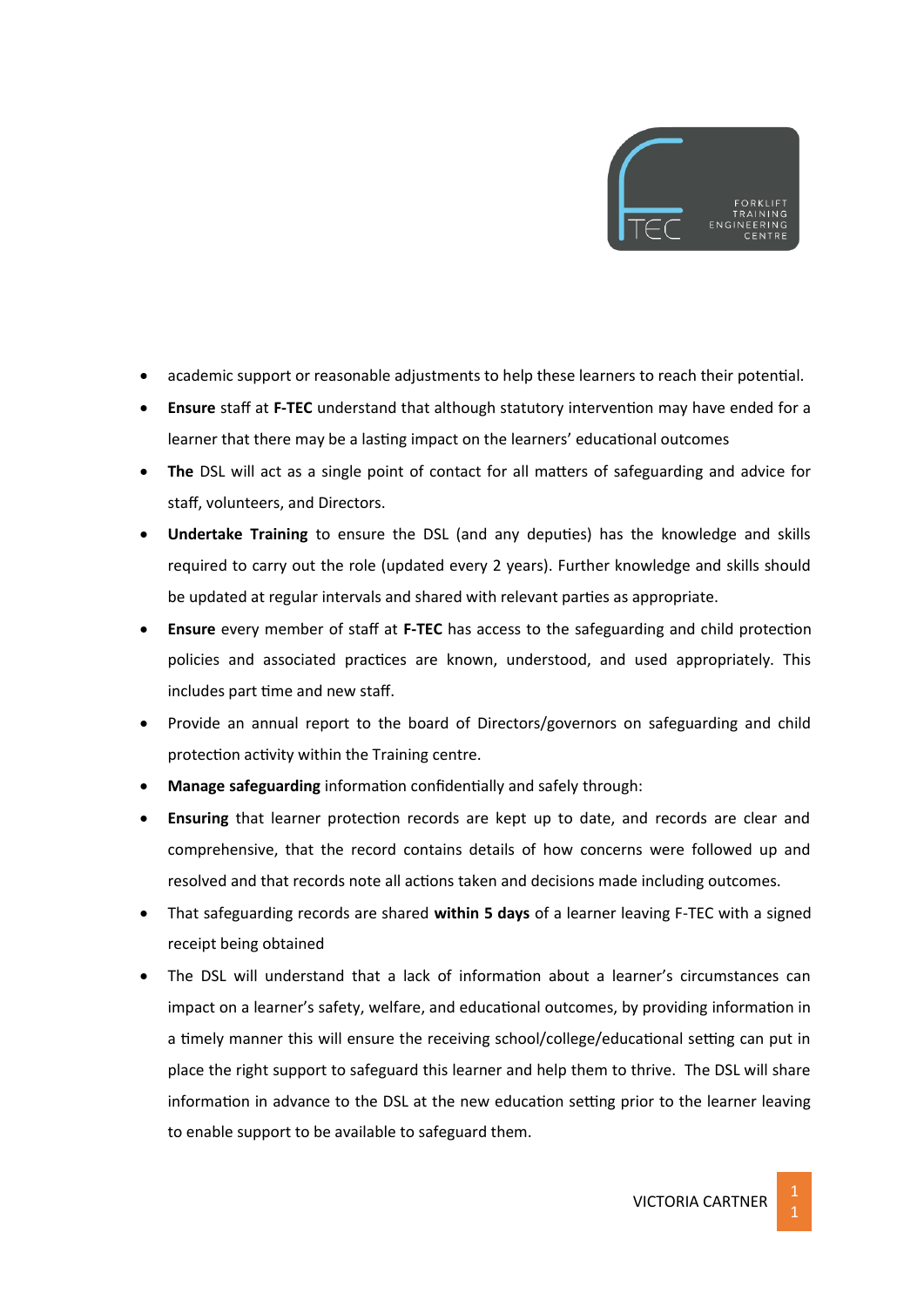- academic support or reasonable adjustments to help these learners to reach their potential.
- **Ensure** staff at **F-TEC** understand that although statutory intervention may have ended for a learner that there may be a lasting impact on the learners' educational outcomes
- **The** DSL will act as a single point of contact for all matters of safeguarding and advice for staff, volunteers, and Directors.
- **Undertake Training** to ensure the DSL (and any deputies) has the knowledge and skills required to carry out the role (updated every 2 years). Further knowledge and skills should be updated at regular intervals and shared with relevant parties as appropriate.
- **Ensure** every member of staff at **F-TEC** has access to the safeguarding and child protection policies and associated practices are known, understood, and used appropriately. This includes part time and new staff.
- Provide an annual report to the board of Directors/governors on safeguarding and child protection activity within the Training centre.
- **Manage safeguarding** information confidentially and safely through:
- **Ensuring** that learner protection records are kept up to date, and records are clear and comprehensive, that the record contains details of how concerns were followed up and resolved and that records note all actions taken and decisions made including outcomes.
- That safeguarding records are shared **within 5 days** of a learner leaving F-TEC with a signed receipt being obtained
- The DSL will understand that a lack of information about a learner's circumstances can impact on a learner's safety, welfare, and educational outcomes, by providing information in a timely manner this will ensure the receiving school/college/educational setting can put in place the right support to safeguard this learner and help them to thrive. The DSL will share information in advance to the DSL at the new education setting prior to the learner leaving to enable support to be available to safeguard them.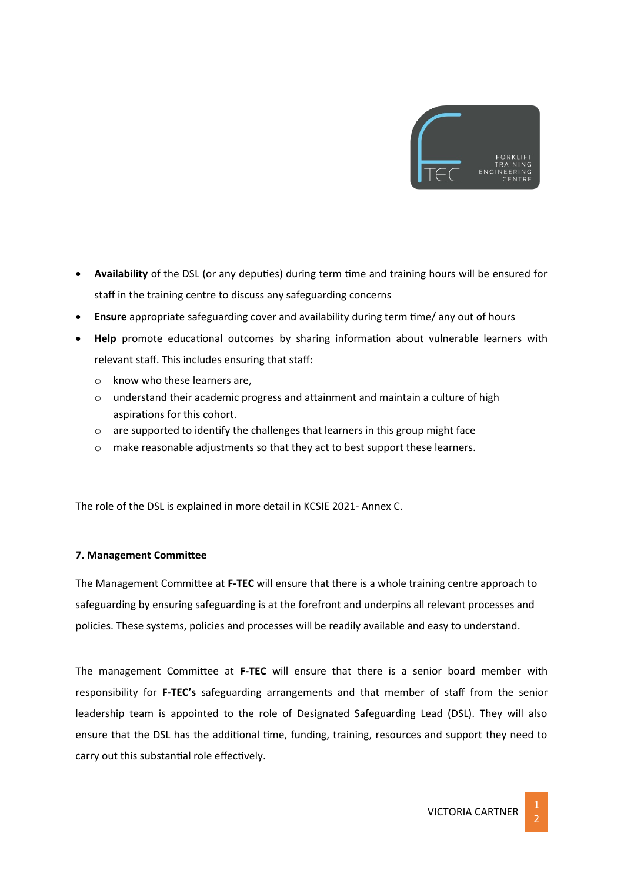- **Availability** of the DSL (or any deputies) during term time and training hours will be ensured for staff in the training centre to discuss any safeguarding concerns
- **Ensure** appropriate safeguarding cover and availability during term time/ any out of hours
- **Help** promote educational outcomes by sharing information about vulnerable learners with relevant staff. This includes ensuring that staff:
  - know who these learners are,
  - understand their academic progress and attainment and maintain a culture of high aspirations for this cohort.
  - are supported to identify the challenges that learners in this group might face
  - make reasonable adjustments so that they act to best support these learners.

The role of the DSL is explained in more detail in KCSIE 2021- Annex C.

**7. Management Committee**

The Management Committee at **F-TEC** will ensure that there is a whole training centre approach to safeguarding by ensuring safeguarding is at the forefront and underpins all relevant processes and policies. These systems, policies and processes will be readily available and easy to understand.

The management Committee at **F-TEC** will ensure that there is a senior board member with responsibility for **F-TEC's** safeguarding arrangements and that member of staff from the senior leadership team is appointed to the role of Designated Safeguarding Lead (DSL). They will also ensure that the DSL has the additional time, funding, training, resources and support they need to carry out this substantial role effectively.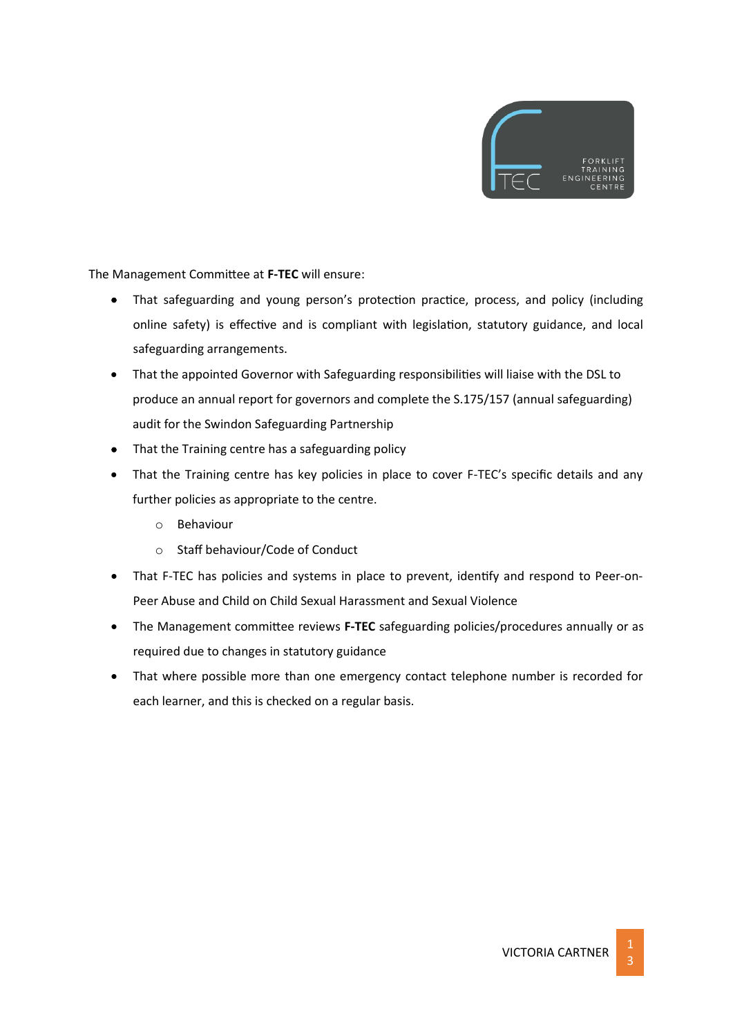The Management Committee at **F-TEC** will ensure:

- That safeguarding and young person's protection practice, process, and policy (including online safety) is effective and is compliant with legislation, statutory guidance, and local safeguarding arrangements.
- That the appointed Governor with Safeguarding responsibilities will liaise with the DSL to produce an annual report for governors and complete the S.175/157 (annual safeguarding) audit for the Swindon Safeguarding Partnership
- That the Training centre has a safeguarding policy
- That the Training centre has key policies in place to cover F-TEC's specific details and any further policies as appropriate to the centre.
  - Behaviour
  - Staff behaviour/Code of Conduct
- That F-TEC has policies and systems in place to prevent, identify and respond to Peer-on-Peer Abuse and Child on Child Sexual Harassment and Sexual Violence
- The Management committee reviews **F-TEC** safeguarding policies/procedures annually or as required due to changes in statutory guidance
- That where possible more than one emergency contact telephone number is recorded for each learner, and this is checked on a regular basis.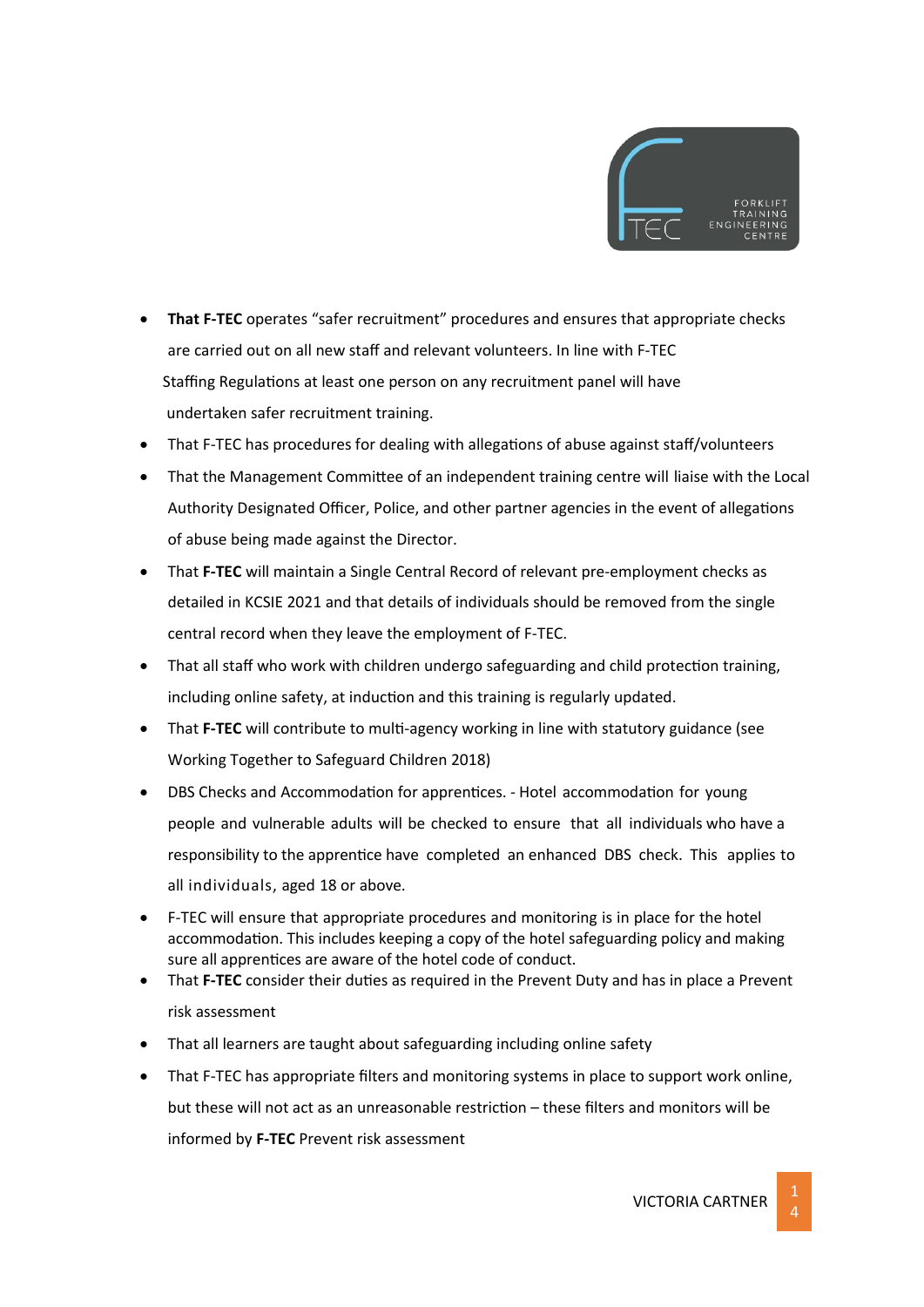- **That F-TEC** operates “safer recruitment” procedures and ensures that appropriate checks are carried out on all new staff and relevant volunteers. In line with F-TEC Staffing Regulations at least one person on any recruitment panel will have undertaken safer recruitment training.
- That F-TEC has procedures for dealing with allegations of abuse against staff/volunteers
- That the Management Committee of an independent training centre will liaise with the Local Authority Designated Officer, Police, and other partner agencies in the event of allegations of abuse being made against the Director.
- That **F-TEC** will maintain a Single Central Record of relevant pre-employment checks as detailed in KCSIE 2021 and that details of individuals should be removed from the single central record when they leave the employment of F-TEC.
- That all staff who work with children undergo safeguarding and child protection training, including online safety, at induction and this training is regularly updated.
- That **F-TEC** will contribute to multi-agency working in line with statutory guidance (see Working Together to Safeguard Children 2018)
- DBS Checks and Accommodation for apprentices. - Hotel accommodation for young people and vulnerable adults will be checked to ensure that all individuals who have a responsibility to the apprentice have completed an enhanced DBS check. This applies to all individuals, aged 18 or above.
- F-TEC will ensure that appropriate procedures and monitoring is in place for the hotel accommodation. This includes keeping a copy of the hotel safeguarding policy and making sure all apprentices are aware of the hotel code of conduct.
- That **F-TEC** consider their duties as required in the Prevent Duty and has in place a Prevent risk assessment
- That all learners are taught about safeguarding including online safety
- That F-TEC has appropriate filters and monitoring systems in place to support work online, but these will not act as an unreasonable restriction – these filters and monitors will be informed by **F-TEC** Prevent risk assessment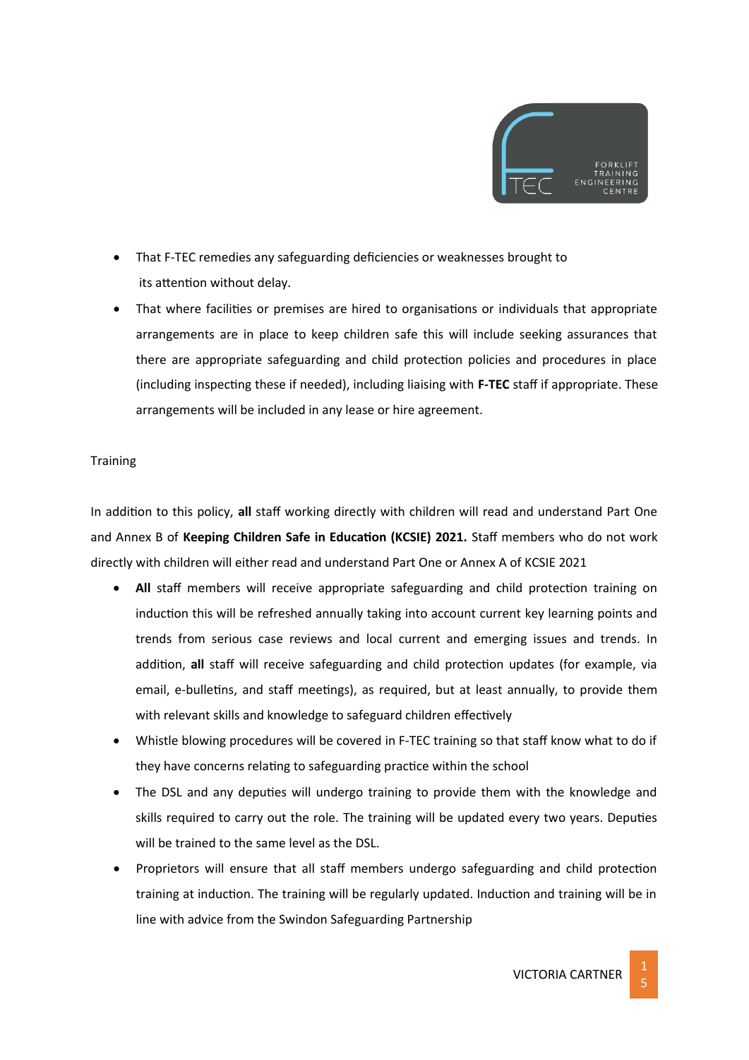- That F-TEC remedies any safeguarding deficiencies or weaknesses brought to its attention without delay.
- That where facilities or premises are hired to organisations or individuals that appropriate arrangements are in place to keep children safe this will include seeking assurances that there are appropriate safeguarding and child protection policies and procedures in place (including inspecting these if needed), including liaising with **F-TEC** staff if appropriate. These arrangements will be included in any lease or hire agreement.

Training

In addition to this policy, **all** staff working directly with children will read and understand Part One and Annex B of **Keeping Children Safe in Education (KCSIE) 2021.** Staff members who do not work directly with children will either read and understand Part One or Annex A of KCSIE 2021

- **All** staff members will receive appropriate safeguarding and child protection training on induction this will be refreshed annually taking into account current key learning points and trends from serious case reviews and local current and emerging issues and trends. In addition, **all** staff will receive safeguarding and child protection updates (for example, via email, e-bulletins, and staff meetings), as required, but at least annually, to provide them with relevant skills and knowledge to safeguard children effectively
- Whistle blowing procedures will be covered in F-TEC training so that staff know what to do if they have concerns relating to safeguarding practice within the school
- The DSL and any deputies will undergo training to provide them with the knowledge and skills required to carry out the role. The training will be updated every two years. Deputies will be trained to the same level as the DSL.
- Proprietors will ensure that all staff members undergo safeguarding and child protection training at induction. The training will be regularly updated. Induction and training will be in line with advice from the Swindon Safeguarding Partnership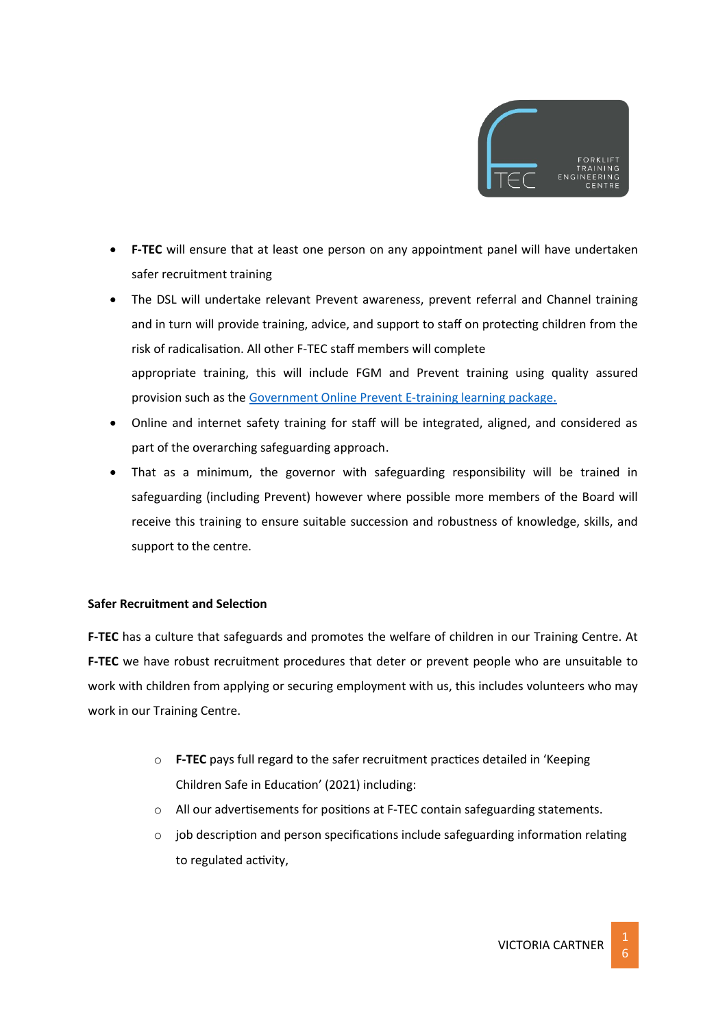- **F-TEC** will ensure that at least one person on any appointment panel will have undertaken safer recruitment training
- The DSL will undertake relevant Prevent awareness, prevent referral and Channel training and in turn will provide training, advice, and support to staff on protecting children from the risk of radicalisation. All other F-TEC staff members will complete appropriate training, this will include FGM and Prevent training using quality assured provision such as the [Government Online Prevent E-training learning package.]()
- Online and internet safety training for staff will be integrated, aligned, and considered as part of the overarching safeguarding approach.
- That as a minimum, the governor with safeguarding responsibility will be trained in safeguarding (including Prevent) however where possible more members of the Board will receive this training to ensure suitable succession and robustness of knowledge, skills, and support to the centre.

**Safer Recruitment and Selection**

**F-TEC** has a culture that safeguards and promotes the welfare of children in our Training Centre. At **F-TEC** we have robust recruitment procedures that deter or prevent people who are unsuitable to work with children from applying or securing employment with us, this includes volunteers who may work in our Training Centre.

- **F-TEC** pays full regard to the safer recruitment practices detailed in 'Keeping Children Safe in Education' (2021) including:
- All our advertisements for positions at F-TEC contain safeguarding statements.
- job description and person specifications include safeguarding information relating to regulated activity,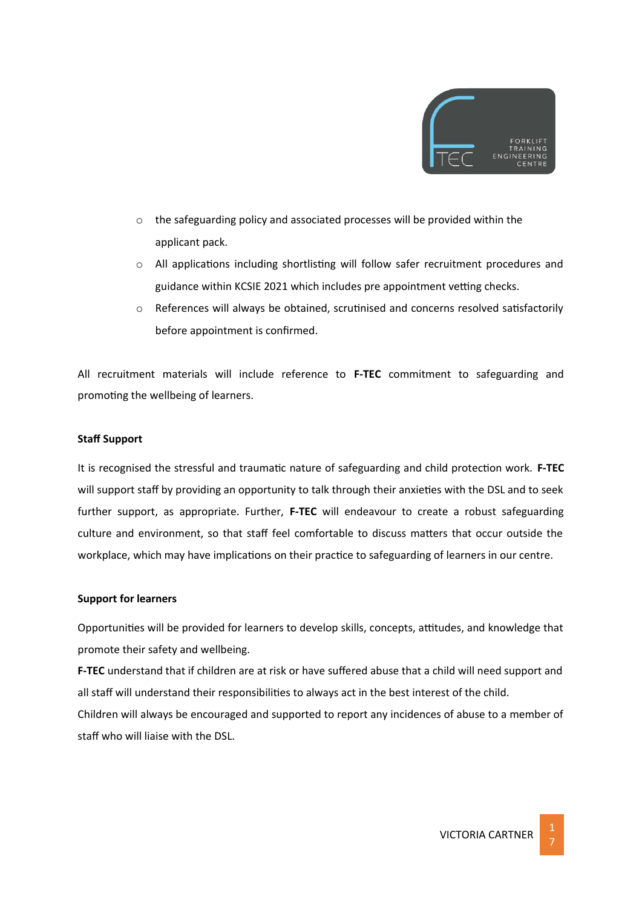- the safeguarding policy and associated processes will be provided within the applicant pack.
- All applications including shortlisting will follow safer recruitment procedures and guidance within KCSIE 2021 which includes pre appointment vetting checks.
- References will always be obtained, scrutinised and concerns resolved satisfactorily before appointment is confirmed.

All recruitment materials will include reference to **F-TEC** commitment to safeguarding and promoting the wellbeing of learners.

**Staff Support**

It is recognised the stressful and traumatic nature of safeguarding and child protection work. **F-TEC** will support staff by providing an opportunity to talk through their anxieties with the DSL and to seek further support, as appropriate. Further, **F-TEC** will endeavour to create a robust safeguarding culture and environment, so that staff feel comfortable to discuss matters that occur outside the workplace, which may have implications on their practice to safeguarding of learners in our centre.

**Support for learners**

Opportunities will be provided for learners to develop skills, concepts, attitudes, and knowledge that promote their safety and wellbeing.

**F-TEC** understand that if children are at risk or have suffered abuse that a child will need support and all staff will understand their responsibilities to always act in the best interest of the child.

Children will always be encouraged and supported to report any incidences of abuse to a member of staff who will liaise with the DSL.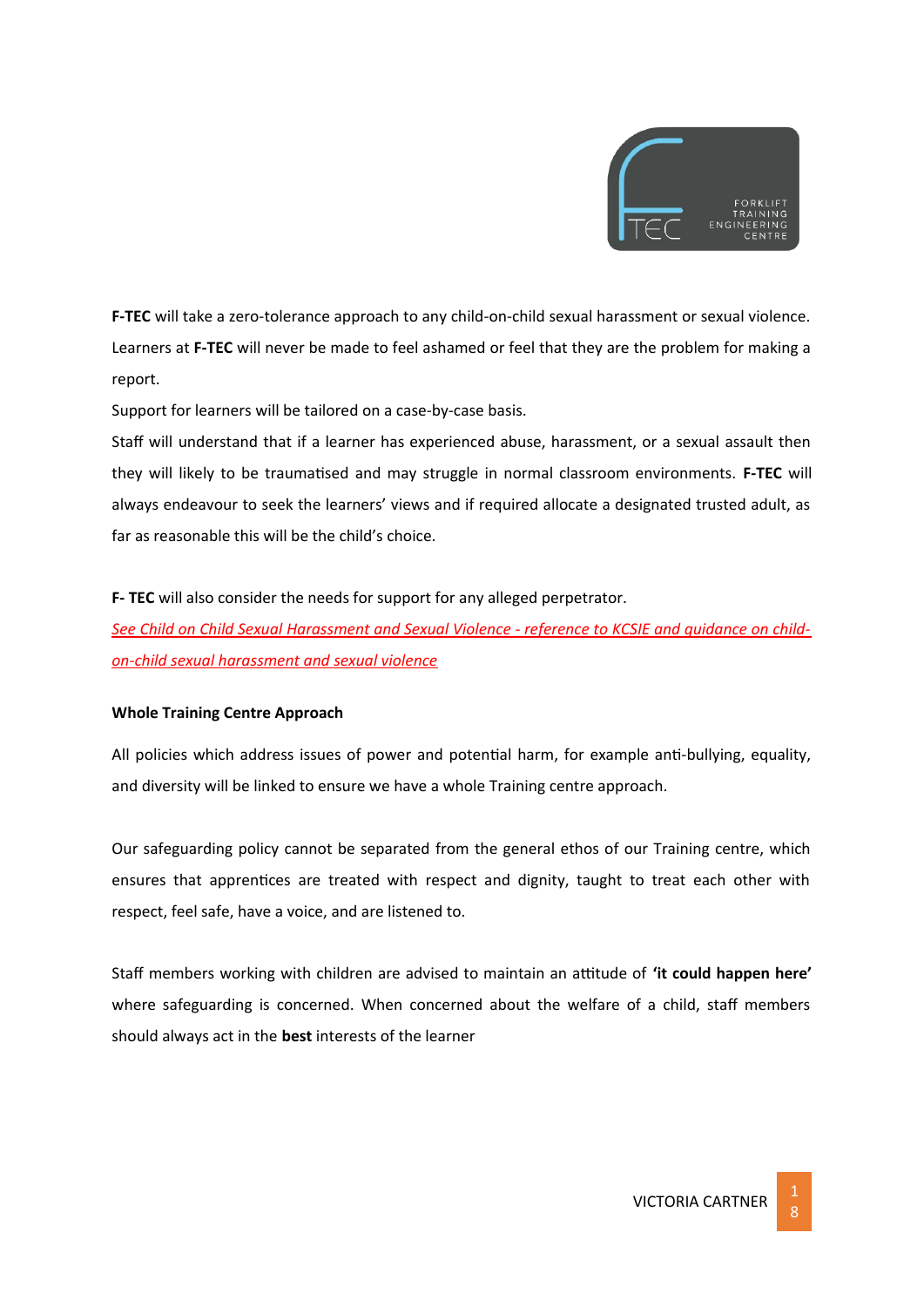**F-TEC** will take a zero-tolerance approach to any child-on-child sexual harassment or sexual violence. Learners at **F-TEC** will never be made to feel ashamed or feel that they are the problem for making a report.

Support for learners will be tailored on a case-by-case basis.

Staff will understand that if a learner has experienced abuse, harassment, or a sexual assault then they will likely to be traumatised and may struggle in normal classroom environments. **F-TEC** will always endeavour to seek the learners' views and if required allocate a designated trusted adult, as far as reasonable this will be the child's choice.

**F- TEC** will also consider the needs for support for any alleged perpetrator.

*See Child on Child Sexual Harassment and Sexual Violence - reference to KCSIE and guidance on child-on-child sexual harassment and sexual violence*

**Whole Training Centre Approach**

All policies which address issues of power and potential harm, for example anti-bullying, equality, and diversity will be linked to ensure we have a whole Training centre approach.

Our safeguarding policy cannot be separated from the general ethos of our Training centre, which ensures that apprentices are treated with respect and dignity, taught to treat each other with respect, feel safe, have a voice, and are listened to.

Staff members working with children are advised to maintain an attitude of **'it could happen here'** where safeguarding is concerned. When concerned about the welfare of a child, staff members should always act in the **best** interests of the learner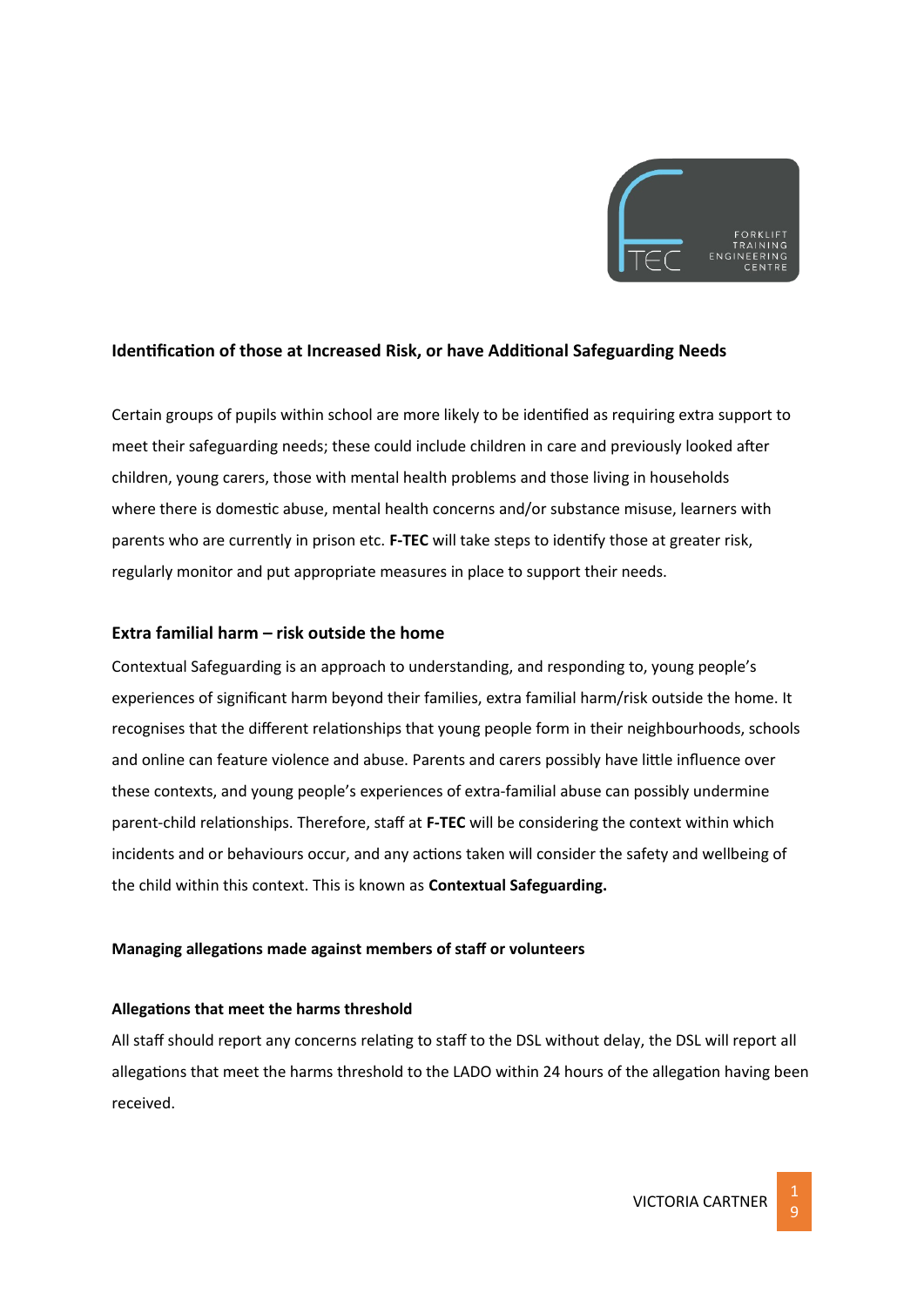## Identification of those at Increased Risk, or have Additional Safeguarding Needs

Certain groups of pupils within school are more likely to be identified as requiring extra support to meet their safeguarding needs; these could include children in care and previously looked after children, young carers, those with mental health problems and those living in households where there is domestic abuse, mental health concerns and/or substance misuse, learners with parents who are currently in prison etc. **F-TEC** will take steps to identify those at greater risk, regularly monitor and put appropriate measures in place to support their needs.

## Extra familial harm – risk outside the home

Contextual Safeguarding is an approach to understanding, and responding to, young people's experiences of significant harm beyond their families, extra familial harm/risk outside the home. It recognises that the different relationships that young people form in their neighbourhoods, schools and online can feature violence and abuse. Parents and carers possibly have little influence over these contexts, and young people's experiences of extra-familial abuse can possibly undermine parent-child relationships. Therefore, staff at **F-TEC** will be considering the context within which incidents and or behaviours occur, and any actions taken will consider the safety and wellbeing of the child within this context. This is known as **Contextual Safeguarding.**

### Managing allegations made against members of staff or volunteers

#### Allegations that meet the harms threshold

All staff should report any concerns relating to staff to the DSL without delay, the DSL will report all allegations that meet the harms threshold to the LADO within 24 hours of the allegation having been received.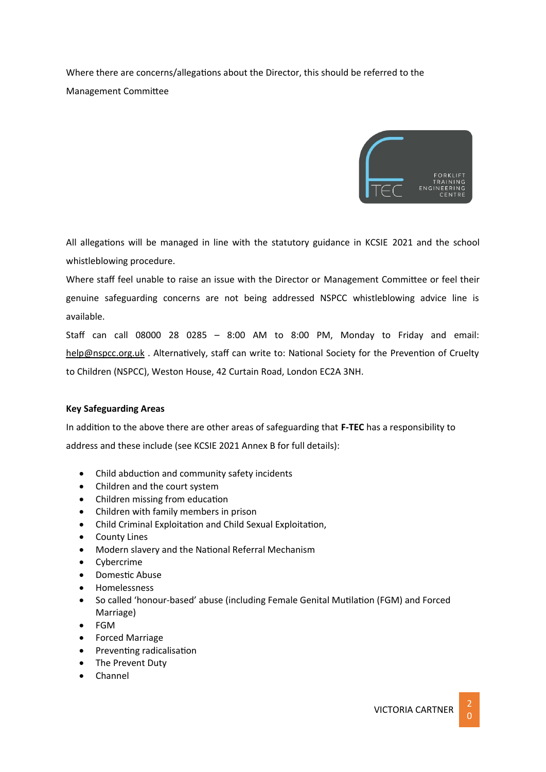Where there are concerns/allegations about the Director, this should be referred to the Management Committee

All allegations will be managed in line with the statutory guidance in KCSIE 2021 and the school whistleblowing procedure.

Where staff feel unable to raise an issue with the Director or Management Committee or feel their genuine safeguarding concerns are not being addressed NSPCC whistleblowing advice line is available.

Staff can call 08000 28 0285 – 8:00 AM to 8:00 PM, Monday to Friday and email: help@nspcc.org.uk . Alternatively, staff can write to: National Society for the Prevention of Cruelty to Children (NSPCC), Weston House, 42 Curtain Road, London EC2A 3NH.

**Key Safeguarding Areas**

In addition to the above there are other areas of safeguarding that **F-TEC** has a responsibility to address and these include (see KCSIE 2021 Annex B for full details):

- Child abduction and community safety incidents
- Children and the court system
- Children missing from education
- Children with family members in prison
- Child Criminal Exploitation and Child Sexual Exploitation,
- County Lines
- Modern slavery and the National Referral Mechanism
- Cybercrime
- Domestic Abuse
- Homelessness
- So called 'honour-based' abuse (including Female Genital Mutilation (FGM) and Forced Marriage)
- FGM
- Forced Marriage
- Preventing radicalisation
- The Prevent Duty
- Channel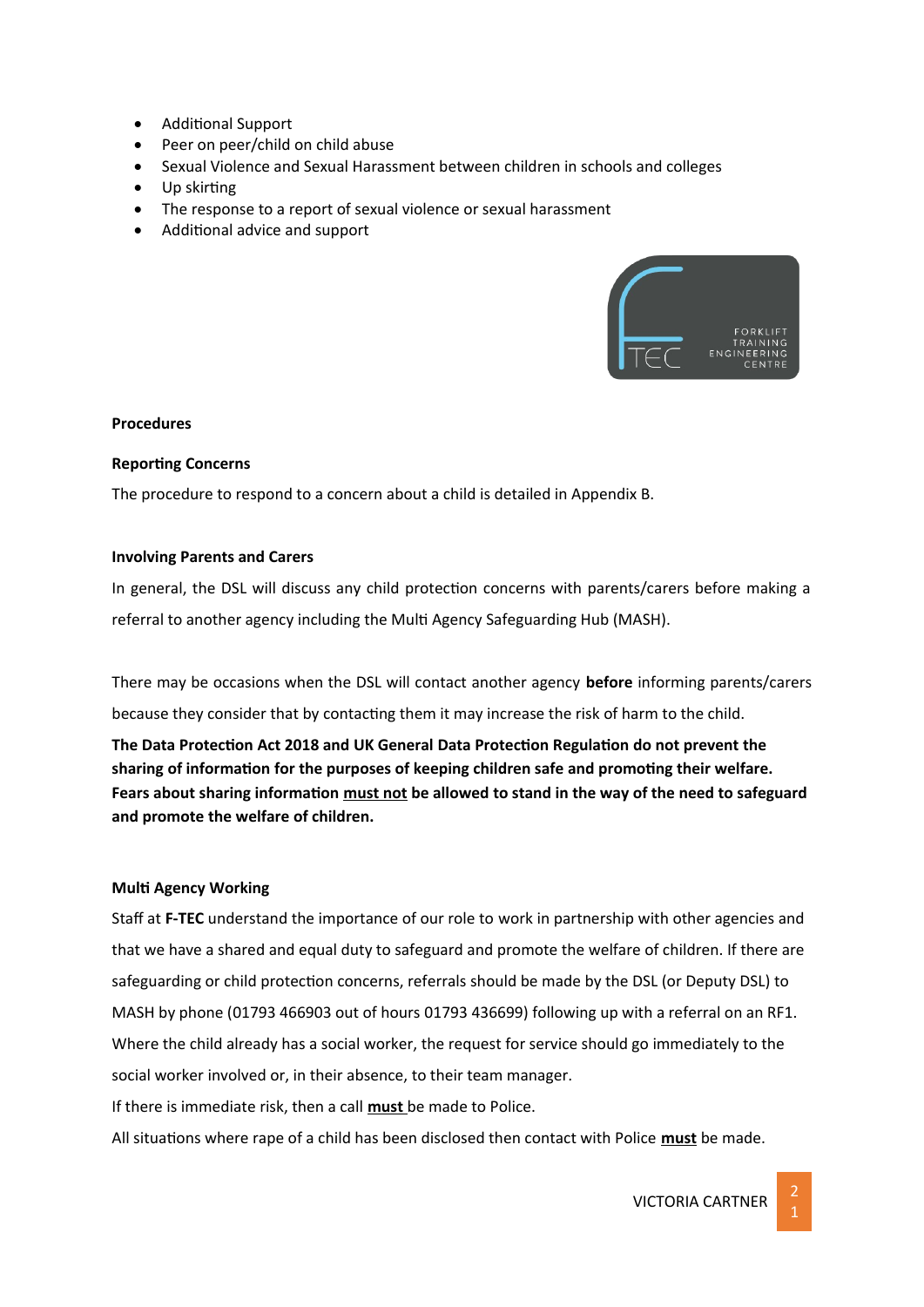- Additional Support
- Peer on peer/child on child abuse
- Sexual Violence and Sexual Harassment between children in schools and colleges
- Up skirting
- The response to a report of sexual violence or sexual harassment
- Additional advice and support

**Procedures**

**Reporting Concerns**

The procedure to respond to a concern about a child is detailed in Appendix B.

**Involving Parents and Carers**

In general, the DSL will discuss any child protection concerns with parents/carers before making a referral to another agency including the Multi Agency Safeguarding Hub (MASH).

There may be occasions when the DSL will contact another agency **before** informing parents/carers because they consider that by contacting them it may increase the risk of harm to the child.

**The Data Protection Act 2018 and UK General Data Protection Regulation do not prevent the sharing of information for the purposes of keeping children safe and promoting their welfare. Fears about sharing information <u>must not</u> be allowed to stand in the way of the need to safeguard and promote the welfare of children.**

**Multi Agency Working**

Staff at **F-TEC** understand the importance of our role to work in partnership with other agencies and that we have a shared and equal duty to safeguard and promote the welfare of children. If there are safeguarding or child protection concerns, referrals should be made by the DSL (or Deputy DSL) to MASH by phone (01793 466903 out of hours 01793 436699) following up with a referral on an RF1. Where the child already has a social worker, the request for service should go immediately to the social worker involved or, in their absence, to their team manager.

If there is immediate risk, then a call **<u>must</u>** be made to Police.

All situations where rape of a child has been disclosed then contact with Police **<u>must</u>** be made.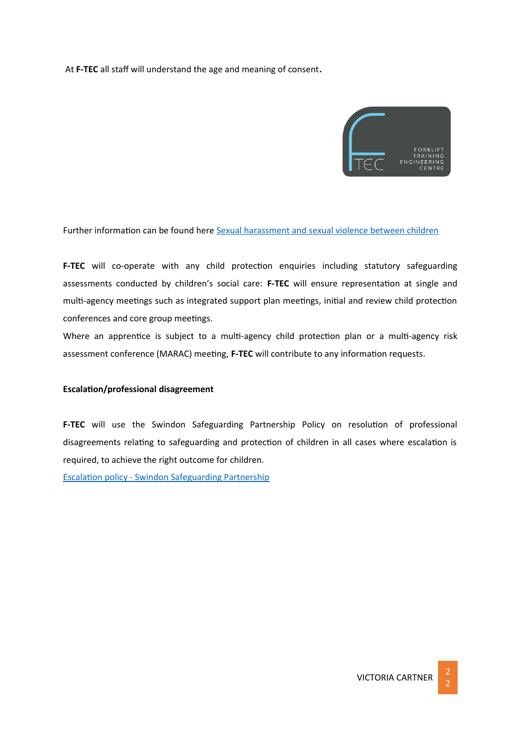At **F-TEC** all staff will understand the age and meaning of consent**.**

Further information can be found here [Sexual harassment and sexual violence between children]

**F-TEC** will co-operate with any child protection enquiries including statutory safeguarding assessments conducted by children's social care: **F-TEC** will ensure representation at single and multi-agency meetings such as integrated support plan meetings, initial and review child protection conferences and core group meetings.

Where an apprentice is subject to a multi-agency child protection plan or a multi-agency risk assessment conference (MARAC) meeting, **F-TEC** will contribute to any information requests.

**Escalation/professional disagreement**

**F-TEC** will use the Swindon Safeguarding Partnership Policy on resolution of professional disagreements relating to safeguarding and protection of children in all cases where escalation is required, to achieve the right outcome for children.

[Escalation policy - Swindon Safeguarding Partnership]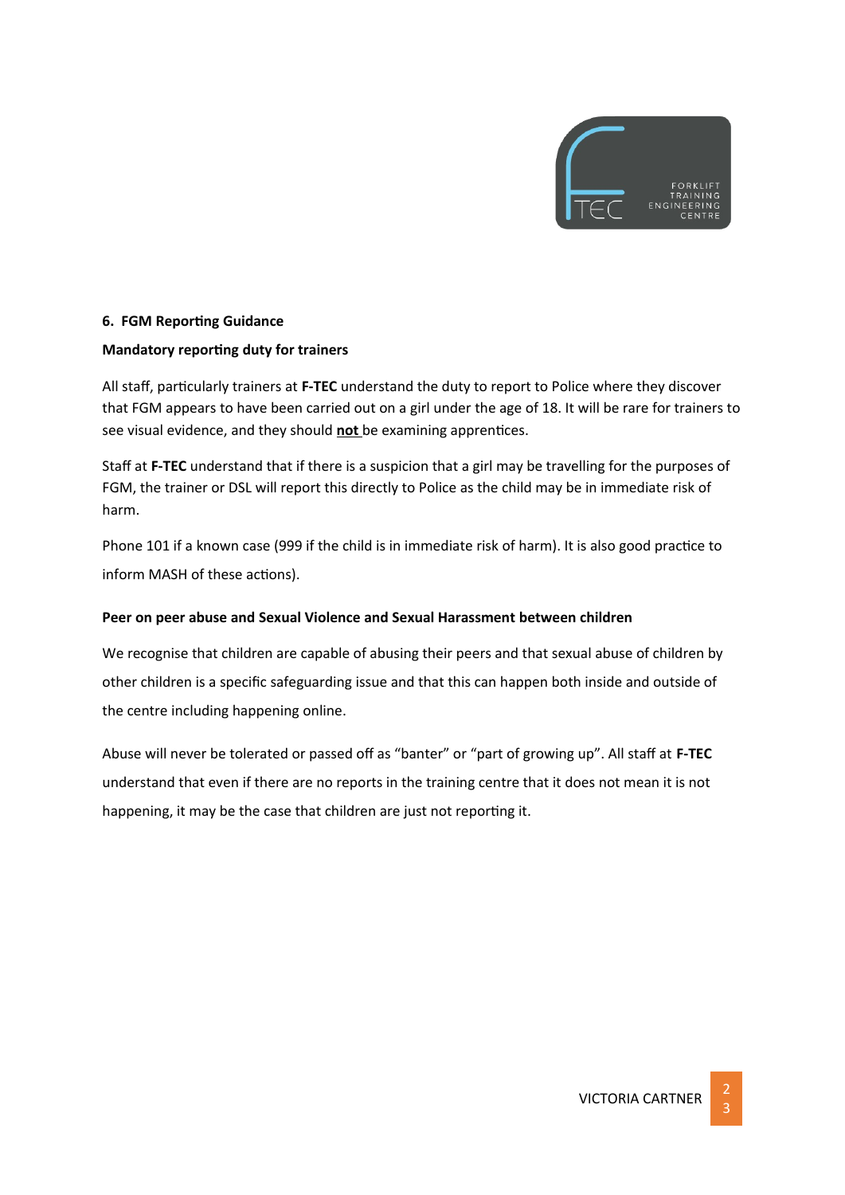## 6. FGM Reporting Guidance

### Mandatory reporting duty for trainers

All staff, particularly trainers at **F-TEC** understand the duty to report to Police where they discover that FGM appears to have been carried out on a girl under the age of 18. It will be rare for trainers to see visual evidence, and they should **not** be examining apprentices.

Staff at **F-TEC** understand that if there is a suspicion that a girl may be travelling for the purposes of FGM, the trainer or DSL will report this directly to Police as the child may be in immediate risk of harm.

Phone 101 if a known case (999 if the child is in immediate risk of harm). It is also good practice to inform MASH of these actions).

### Peer on peer abuse and Sexual Violence and Sexual Harassment between children

We recognise that children are capable of abusing their peers and that sexual abuse of children by other children is a specific safeguarding issue and that this can happen both inside and outside of the centre including happening online.

Abuse will never be tolerated or passed off as "banter" or "part of growing up". All staff at **F-TEC** understand that even if there are no reports in the training centre that it does not mean it is not happening, it may be the case that children are just not reporting it.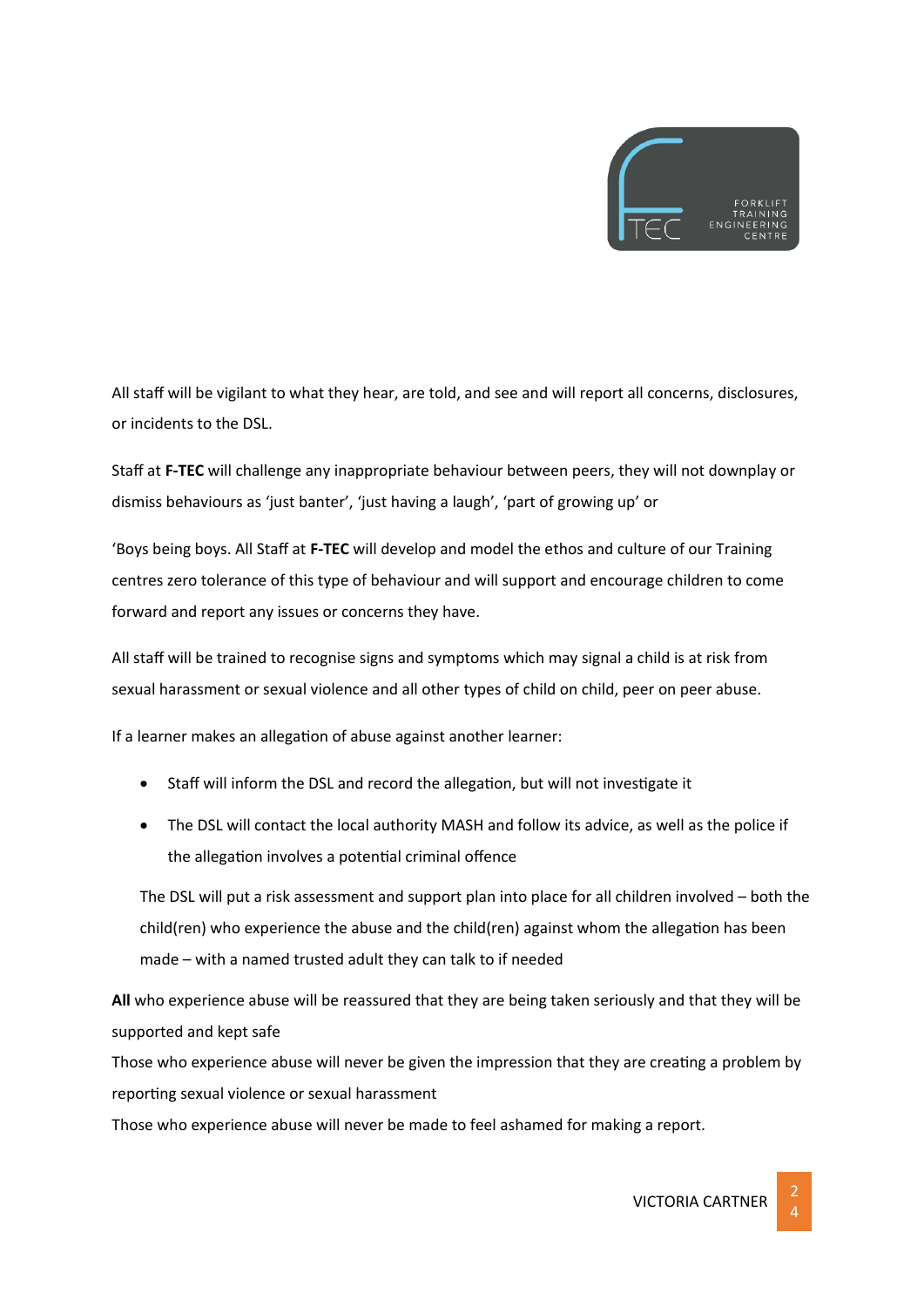All staff will be vigilant to what they hear, are told, and see and will report all concerns, disclosures, or incidents to the DSL.

Staff at **F-TEC** will challenge any inappropriate behaviour between peers, they will not downplay or dismiss behaviours as 'just banter', 'just having a laugh', 'part of growing up' or

'Boys being boys. All Staff at **F-TEC** will develop and model the ethos and culture of our Training centres zero tolerance of this type of behaviour and will support and encourage children to come forward and report any issues or concerns they have.

All staff will be trained to recognise signs and symptoms which may signal a child is at risk from sexual harassment or sexual violence and all other types of child on child, peer on peer abuse.

If a learner makes an allegation of abuse against another learner:

- Staff will inform the DSL and record the allegation, but will not investigate it
- The DSL will contact the local authority MASH and follow its advice, as well as the police if the allegation involves a potential criminal offence

The DSL will put a risk assessment and support plan into place for all children involved – both the child(ren) who experience the abuse and the child(ren) against whom the allegation has been made – with a named trusted adult they can talk to if needed

**All** who experience abuse will be reassured that they are being taken seriously and that they will be supported and kept safe
Those who experience abuse will never be given the impression that they are creating a problem by reporting sexual violence or sexual harassment
Those who experience abuse will never be made to feel ashamed for making a report.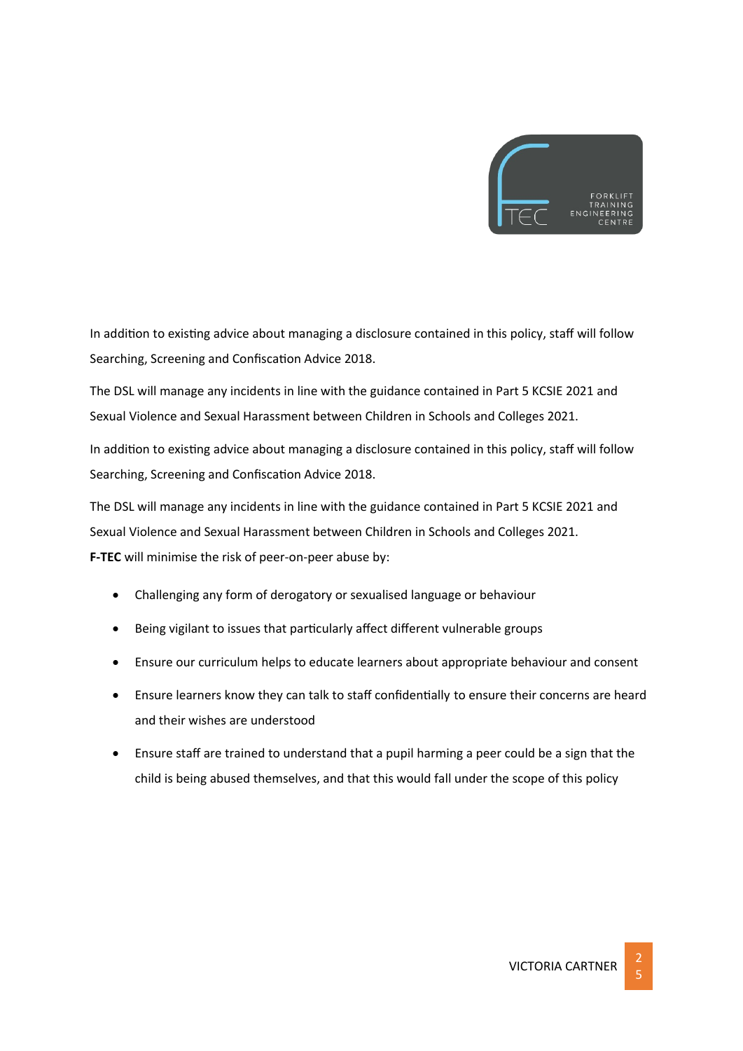In addition to existing advice about managing a disclosure contained in this policy, staff will follow Searching, Screening and Confiscation Advice 2018.

The DSL will manage any incidents in line with the guidance contained in Part 5 KCSIE 2021 and Sexual Violence and Sexual Harassment between Children in Schools and Colleges 2021.

In addition to existing advice about managing a disclosure contained in this policy, staff will follow Searching, Screening and Confiscation Advice 2018.

The DSL will manage any incidents in line with the guidance contained in Part 5 KCSIE 2021 and Sexual Violence and Sexual Harassment between Children in Schools and Colleges 2021.

**F-TEC** will minimise the risk of peer-on-peer abuse by:

- Challenging any form of derogatory or sexualised language or behaviour
- Being vigilant to issues that particularly affect different vulnerable groups
- Ensure our curriculum helps to educate learners about appropriate behaviour and consent
- Ensure learners know they can talk to staff confidentially to ensure their concerns are heard and their wishes are understood
- Ensure staff are trained to understand that a pupil harming a peer could be a sign that the child is being abused themselves, and that this would fall under the scope of this policy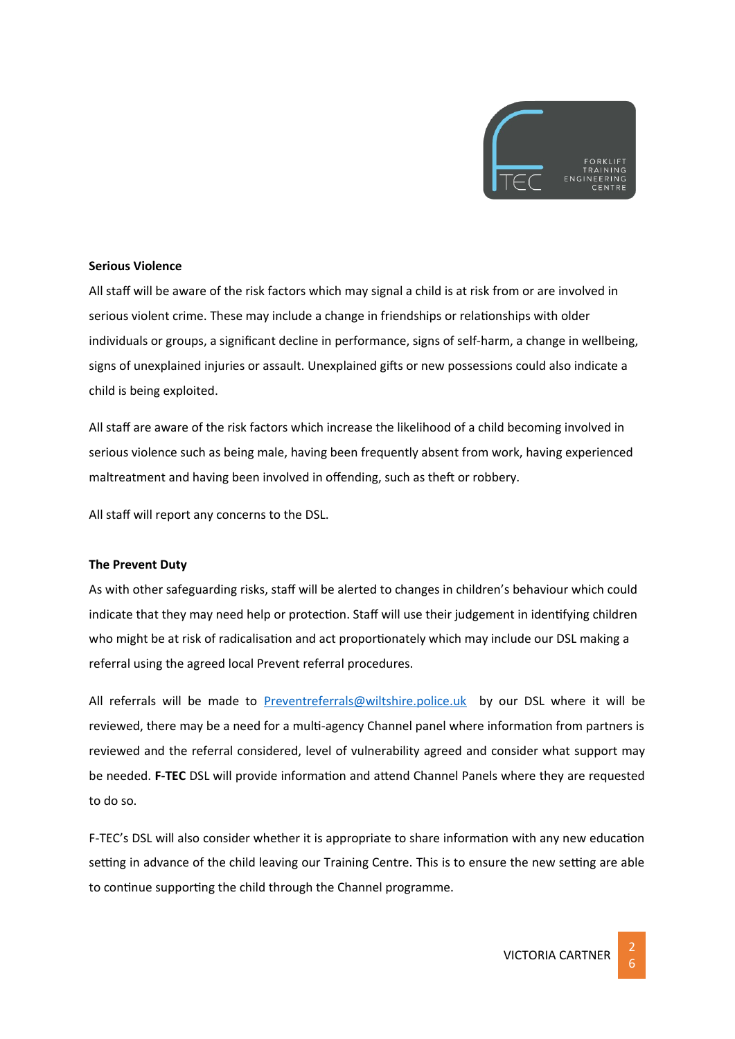**Serious Violence**

All staff will be aware of the risk factors which may signal a child is at risk from or are involved in serious violent crime. These may include a change in friendships or relationships with older individuals or groups, a significant decline in performance, signs of self-harm, a change in wellbeing, signs of unexplained injuries or assault. Unexplained gifts or new possessions could also indicate a child is being exploited.

All staff are aware of the risk factors which increase the likelihood of a child becoming involved in serious violence such as being male, having been frequently absent from work, having experienced maltreatment and having been involved in offending, such as theft or robbery.

All staff will report any concerns to the DSL.

**The Prevent Duty**

As with other safeguarding risks, staff will be alerted to changes in children's behaviour which could indicate that they may need help or protection. Staff will use their judgement in identifying children who might be at risk of radicalisation and act proportionately which may include our DSL making a referral using the agreed local Prevent referral procedures.

All referrals will be made to [Preventreferrals@wiltshire.police.uk](mailto:Preventreferrals@wiltshire.police.uk) by our DSL where it will be reviewed, there may be a need for a multi-agency Channel panel where information from partners is reviewed and the referral considered, level of vulnerability agreed and consider what support may be needed. **F-TEC** DSL will provide information and attend Channel Panels where they are requested to do so.

F-TEC's DSL will also consider whether it is appropriate to share information with any new education setting in advance of the child leaving our Training Centre. This is to ensure the new setting are able to continue supporting the child through the Channel programme.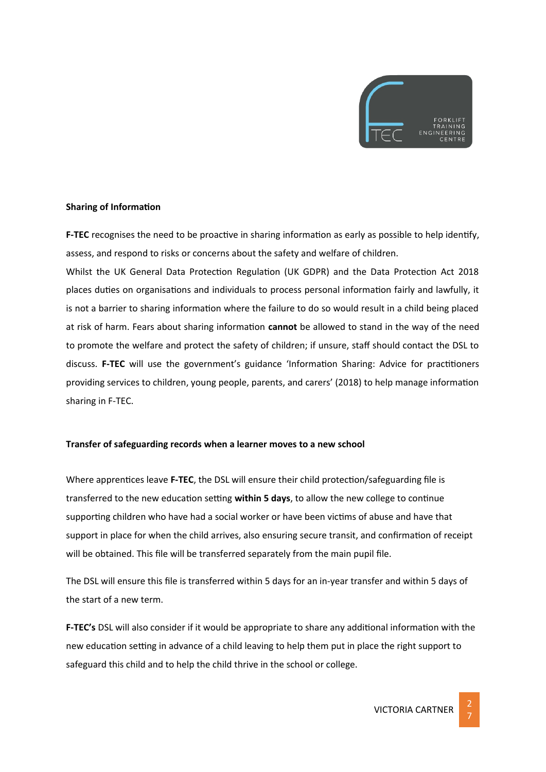**Sharing of Information**

**F-TEC** recognises the need to be proactive in sharing information as early as possible to help identify, assess, and respond to risks or concerns about the safety and welfare of children.
Whilst the UK General Data Protection Regulation (UK GDPR) and the Data Protection Act 2018 places duties on organisations and individuals to process personal information fairly and lawfully, it is not a barrier to sharing information where the failure to do so would result in a child being placed at risk of harm. Fears about sharing information **cannot** be allowed to stand in the way of the need to promote the welfare and protect the safety of children; if unsure, staff should contact the DSL to discuss. **F-TEC** will use the government's guidance 'Information Sharing: Advice for practitioners providing services to children, young people, parents, and carers' (2018) to help manage information sharing in F-TEC.

**Transfer of safeguarding records when a learner moves to a new school**

Where apprentices leave **F-TEC**, the DSL will ensure their child protection/safeguarding file is transferred to the new education setting **within 5 days**, to allow the new college to continue supporting children who have had a social worker or have been victims of abuse and have that support in place for when the child arrives, also ensuring secure transit, and confirmation of receipt will be obtained. This file will be transferred separately from the main pupil file.

The DSL will ensure this file is transferred within 5 days for an in-year transfer and within 5 days of the start of a new term.

**F-TEC's** DSL will also consider if it would be appropriate to share any additional information with the new education setting in advance of a child leaving to help them put in place the right support to safeguard this child and to help the child thrive in the school or college.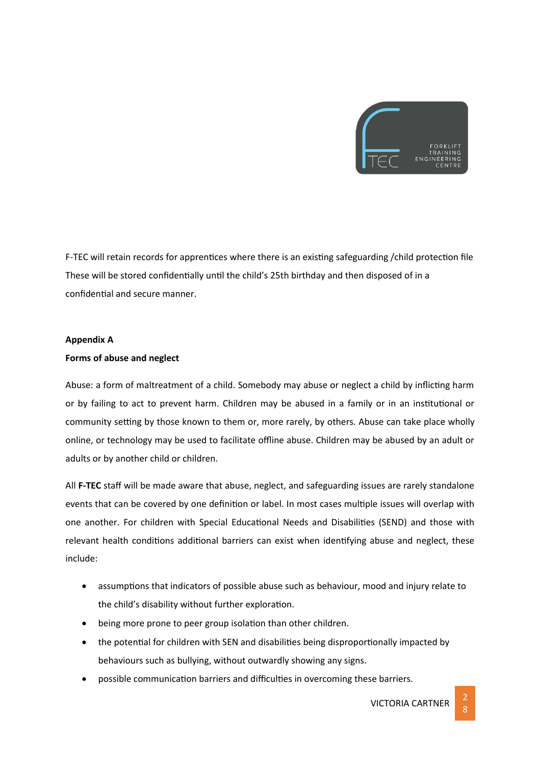F-TEC will retain records for apprentices where there is an existing safeguarding /child protection file These will be stored confidentially until the child's 25th birthday and then disposed of in a confidential and secure manner.

**Appendix A**

**Forms of abuse and neglect**

Abuse: a form of maltreatment of a child. Somebody may abuse or neglect a child by inflicting harm or by failing to act to prevent harm. Children may be abused in a family or in an institutional or community setting by those known to them or, more rarely, by others. Abuse can take place wholly online, or technology may be used to facilitate offline abuse. Children may be abused by an adult or adults or by another child or children.

All **F-TEC** staff will be made aware that abuse, neglect, and safeguarding issues are rarely standalone events that can be covered by one definition or label. In most cases multiple issues will overlap with one another. For children with Special Educational Needs and Disabilities (SEND) and those with relevant health conditions additional barriers can exist when identifying abuse and neglect, these include:

- assumptions that indicators of possible abuse such as behaviour, mood and injury relate to the child's disability without further exploration.
- being more prone to peer group isolation than other children.
- the potential for children with SEN and disabilities being disproportionally impacted by behaviours such as bullying, without outwardly showing any signs.
- possible communication barriers and difficulties in overcoming these barriers.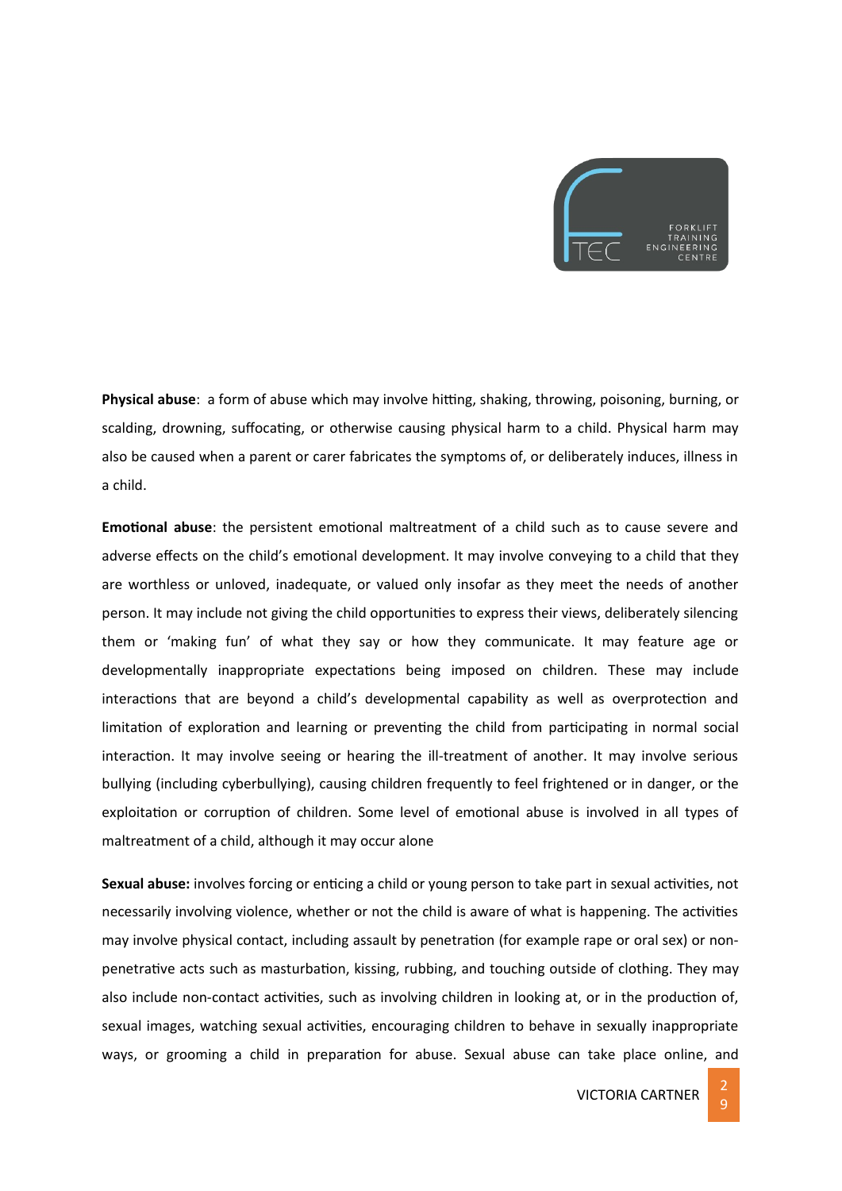**Physical abuse**: a form of abuse which may involve hitting, shaking, throwing, poisoning, burning, or scalding, drowning, suffocating, or otherwise causing physical harm to a child. Physical harm may also be caused when a parent or carer fabricates the symptoms of, or deliberately induces, illness in a child.

**Emotional abuse**: the persistent emotional maltreatment of a child such as to cause severe and adverse effects on the child's emotional development. It may involve conveying to a child that they are worthless or unloved, inadequate, or valued only insofar as they meet the needs of another person. It may include not giving the child opportunities to express their views, deliberately silencing them or 'making fun' of what they say or how they communicate. It may feature age or developmentally inappropriate expectations being imposed on children. These may include interactions that are beyond a child's developmental capability as well as overprotection and limitation of exploration and learning or preventing the child from participating in normal social interaction. It may involve seeing or hearing the ill-treatment of another. It may involve serious bullying (including cyberbullying), causing children frequently to feel frightened or in danger, or the exploitation or corruption of children. Some level of emotional abuse is involved in all types of maltreatment of a child, although it may occur alone

**Sexual abuse:** involves forcing or enticing a child or young person to take part in sexual activities, not necessarily involving violence, whether or not the child is aware of what is happening. The activities may involve physical contact, including assault by penetration (for example rape or oral sex) or non-penetrative acts such as masturbation, kissing, rubbing, and touching outside of clothing. They may also include non-contact activities, such as involving children in looking at, or in the production of, sexual images, watching sexual activities, encouraging children to behave in sexually inappropriate ways, or grooming a child in preparation for abuse. Sexual abuse can take place online, and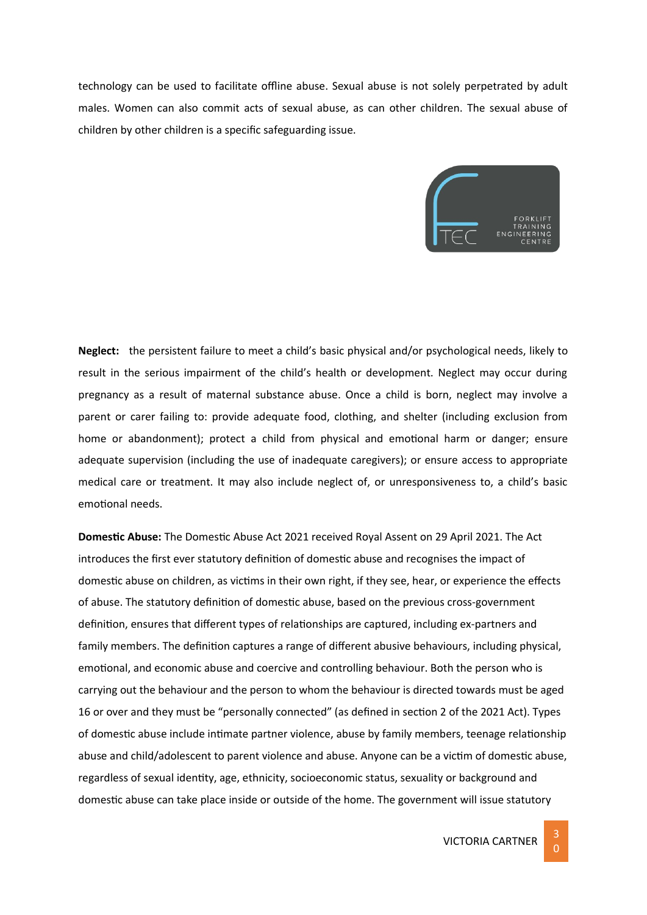technology can be used to facilitate offline abuse. Sexual abuse is not solely perpetrated by adult males. Women can also commit acts of sexual abuse, as can other children. The sexual abuse of children by other children is a specific safeguarding issue.

**Neglect:** the persistent failure to meet a child's basic physical and/or psychological needs, likely to result in the serious impairment of the child's health or development. Neglect may occur during pregnancy as a result of maternal substance abuse. Once a child is born, neglect may involve a parent or carer failing to: provide adequate food, clothing, and shelter (including exclusion from home or abandonment); protect a child from physical and emotional harm or danger; ensure adequate supervision (including the use of inadequate caregivers); or ensure access to appropriate medical care or treatment. It may also include neglect of, or unresponsiveness to, a child's basic emotional needs.

**Domestic Abuse:** The Domestic Abuse Act 2021 received Royal Assent on 29 April 2021. The Act introduces the first ever statutory definition of domestic abuse and recognises the impact of domestic abuse on children, as victims in their own right, if they see, hear, or experience the effects of abuse. The statutory definition of domestic abuse, based on the previous cross-government definition, ensures that different types of relationships are captured, including ex-partners and family members. The definition captures a range of different abusive behaviours, including physical, emotional, and economic abuse and coercive and controlling behaviour. Both the person who is carrying out the behaviour and the person to whom the behaviour is directed towards must be aged 16 or over and they must be "personally connected" (as defined in section 2 of the 2021 Act). Types of domestic abuse include intimate partner violence, abuse by family members, teenage relationship abuse and child/adolescent to parent violence and abuse. Anyone can be a victim of domestic abuse, regardless of sexual identity, age, ethnicity, socioeconomic status, sexuality or background and domestic abuse can take place inside or outside of the home. The government will issue statutory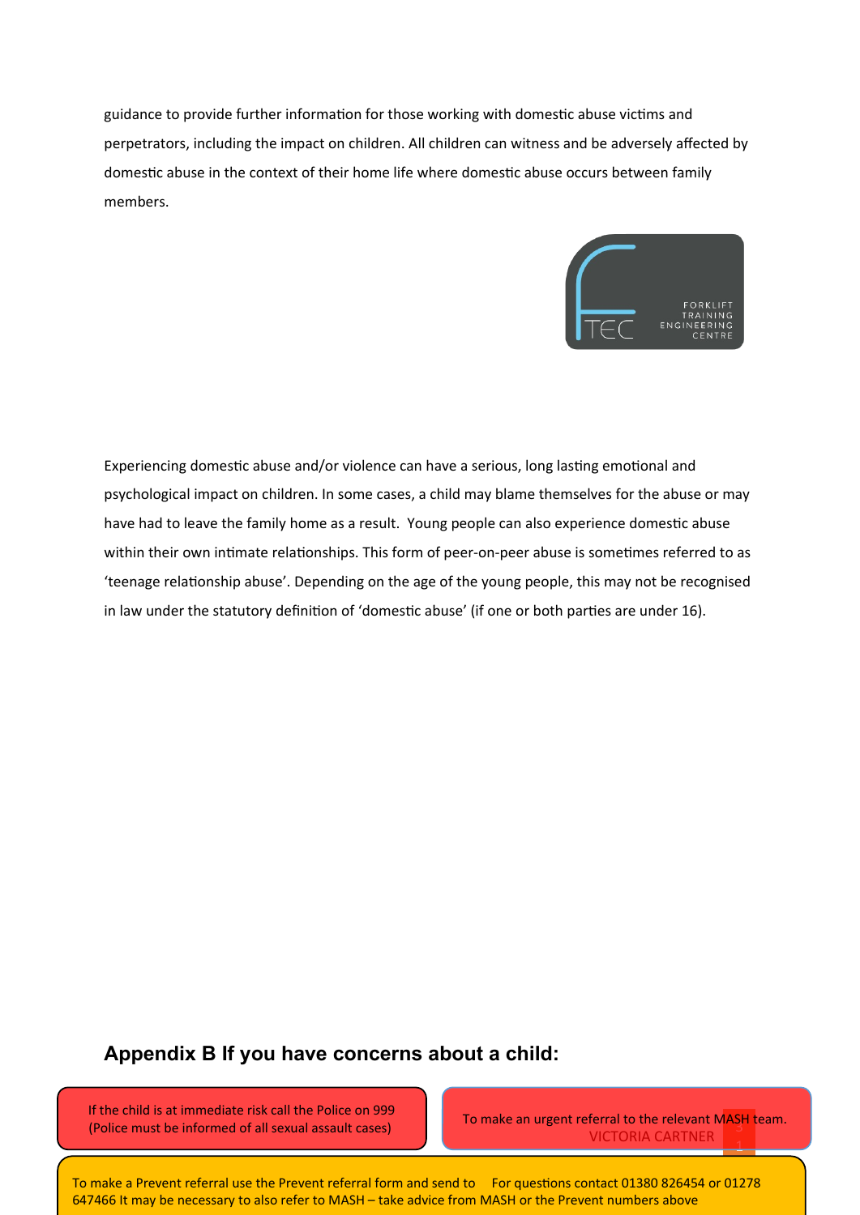guidance to provide further information for those working with domestic abuse victims and perpetrators, including the impact on children. All children can witness and be adversely affected by domestic abuse in the context of their home life where domestic abuse occurs between family members.

Experiencing domestic abuse and/or violence can have a serious, long lasting emotional and psychological impact on children. In some cases, a child may blame themselves for the abuse or may have had to leave the family home as a result. Young people can also experience domestic abuse within their own intimate relationships. This form of peer-on-peer abuse is sometimes referred to as 'teenage relationship abuse'. Depending on the age of the young people, this may not be recognised in law under the statutory definition of 'domestic abuse' (if one or both parties are under 16).

## Appendix B If you have concerns about a child:

If the child is at immediate risk call the Police on 999 (Police must be informed of all sexual assault cases)

To make an urgent referral to the relevant MASH team.
VICTORIA CARTNER

To make a Prevent referral use the Prevent referral form and send to For questions contact 01380 826454 or 01278 647466 It may be necessary to also refer to MASH – take advice from MASH or the Prevent numbers above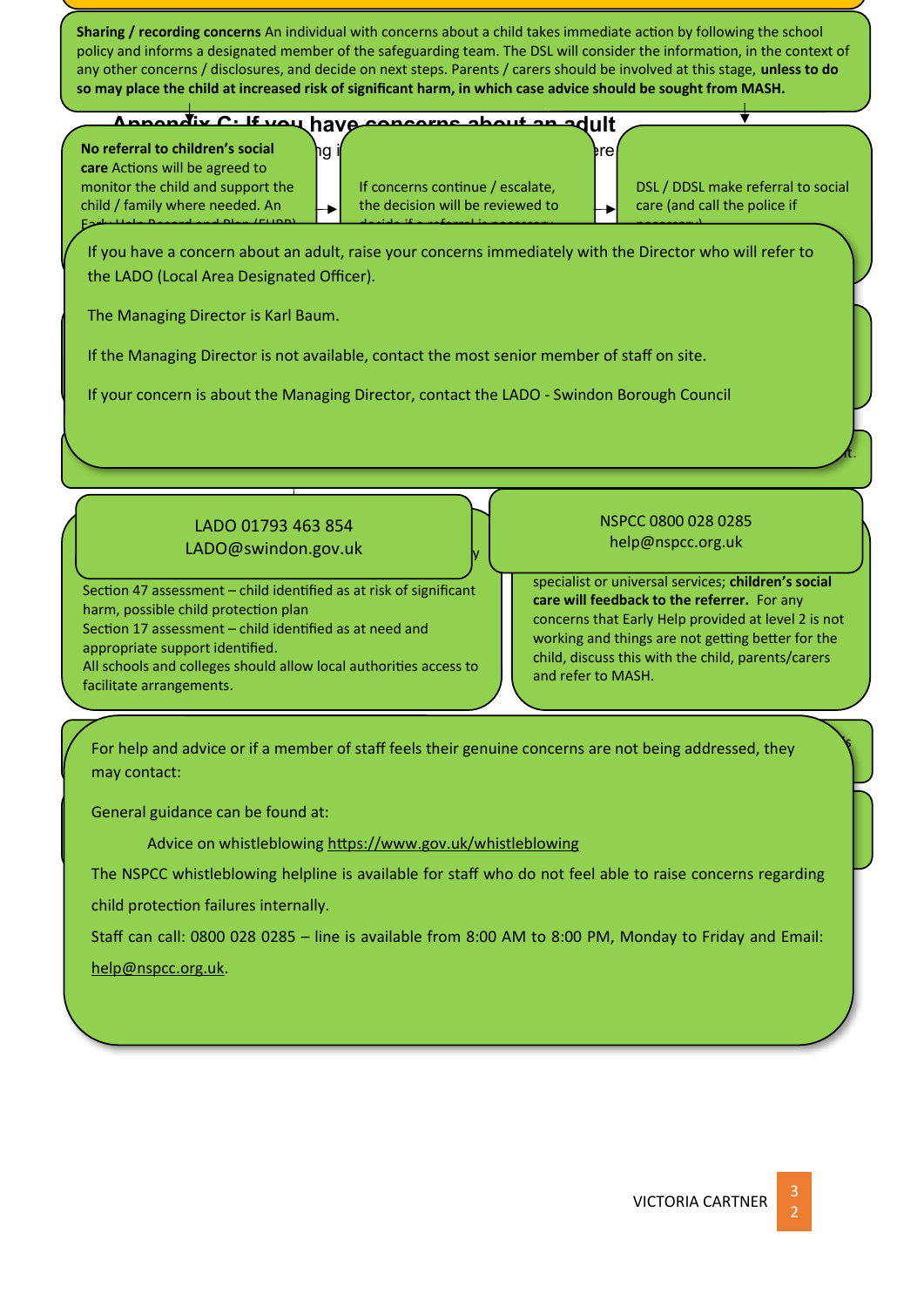**Sharing / recording concerns** An individual with concerns about a child takes immediate action by following the school policy and informs a designated member of the safeguarding team. The DSL will consider the information, in the context of any other concerns / disclosures, and decide on next steps. Parents / carers should be involved at this stage, **unless to do so may place the child at increased risk of significant harm, in which case advice should be sought from MASH.**

## Appendix C: If you have concerns about an adult

**No referral to children's social care** Actions will be agreed to monitor the child and support the child / family where needed. An Early Help Record and Plan (EHRP)

If concerns continue / escalate, the decision will be reviewed to decide if a referral is necessary.

DSL / DDSL make referral to social care (and call the police if necessary)

If you have a concern about an adult, raise your concerns immediately with the Director who will refer to the LADO (Local Area Designated Officer).

The Managing Director is Karl Baum.

If the Managing Director is not available, contact the most senior member of staff on site.

If your concern is about the Managing Director, contact the LADO - Swindon Borough Council

LADO 01793 463 854
LADO@swindon.gov.uk

NSPCC 0800 028 0285
help@nspcc.org.uk

Section 47 assessment – child identified as at risk of significant harm, possible child protection plan
Section 17 assessment – child identified as at need and appropriate support identified.
All schools and colleges should allow local authorities access to facilitate arrangements.

specialist or universal services; **children's social care will feedback to the referrer.** For any concerns that Early Help provided at level 2 is not working and things are not getting better for the child, discuss this with the child, parents/carers and refer to MASH.

For help and advice or if a member of staff feels their genuine concerns are not being addressed, they may contact:

General guidance can be found at:

Advice on whistleblowing https://www.gov.uk/whistleblowing

The NSPCC whistleblowing helpline is available for staff who do not feel able to raise concerns regarding child protection failures internally.

Staff can call: 0800 028 0285 – line is available from 8:00 AM to 8:00 PM, Monday to Friday and Email: help@nspcc.org.uk.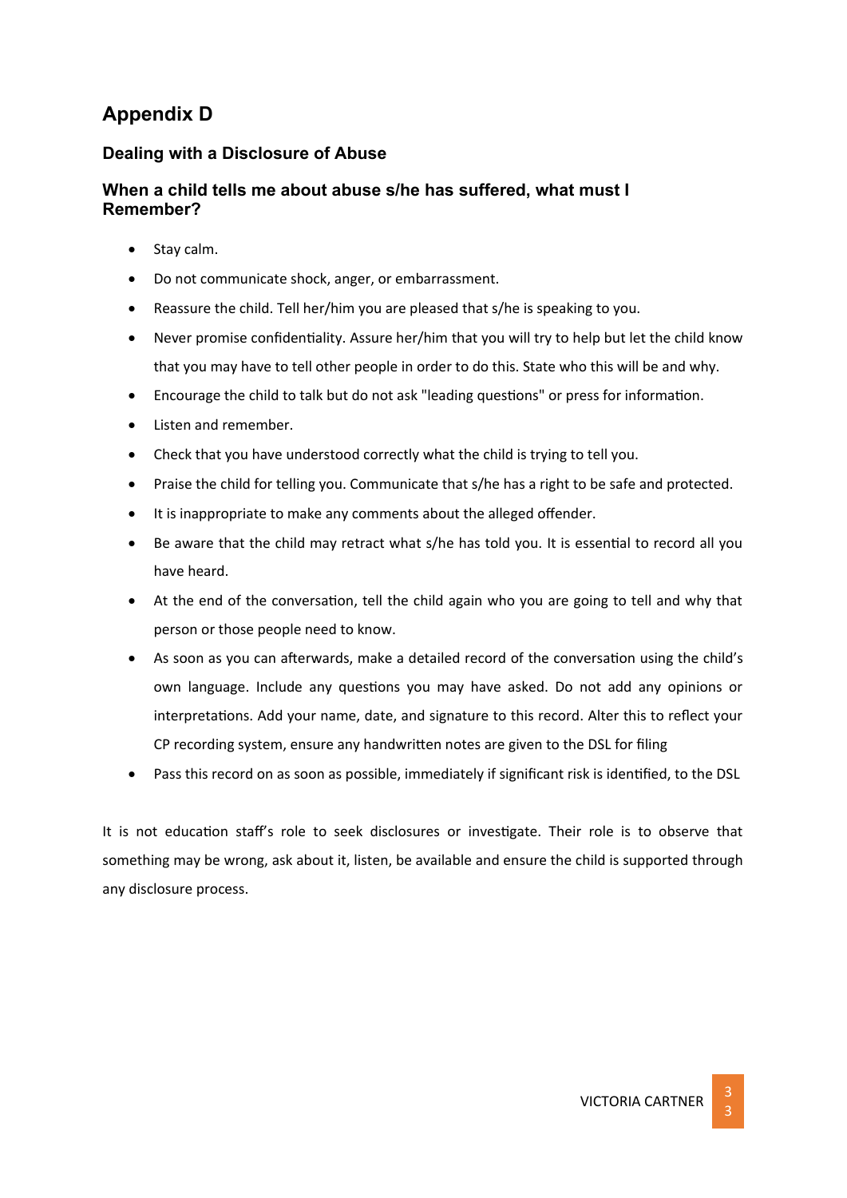# Appendix D

## Dealing with a Disclosure of Abuse

### When a child tells me about abuse s/he has suffered, what must I Remember?

- Stay calm.
- Do not communicate shock, anger, or embarrassment.
- Reassure the child. Tell her/him you are pleased that s/he is speaking to you.
- Never promise confidentiality. Assure her/him that you will try to help but let the child know that you may have to tell other people in order to do this. State who this will be and why.
- Encourage the child to talk but do not ask "leading questions" or press for information.
- Listen and remember.
- Check that you have understood correctly what the child is trying to tell you.
- Praise the child for telling you. Communicate that s/he has a right to be safe and protected.
- It is inappropriate to make any comments about the alleged offender.
- Be aware that the child may retract what s/he has told you. It is essential to record all you have heard.
- At the end of the conversation, tell the child again who you are going to tell and why that person or those people need to know.
- As soon as you can afterwards, make a detailed record of the conversation using the child's own language. Include any questions you may have asked. Do not add any opinions or interpretations. Add your name, date, and signature to this record. Alter this to reflect your CP recording system, ensure any handwritten notes are given to the DSL for filing
- Pass this record on as soon as possible, immediately if significant risk is identified, to the DSL

It is not education staff's role to seek disclosures or investigate. Their role is to observe that something may be wrong, ask about it, listen, be available and ensure the child is supported through any disclosure process.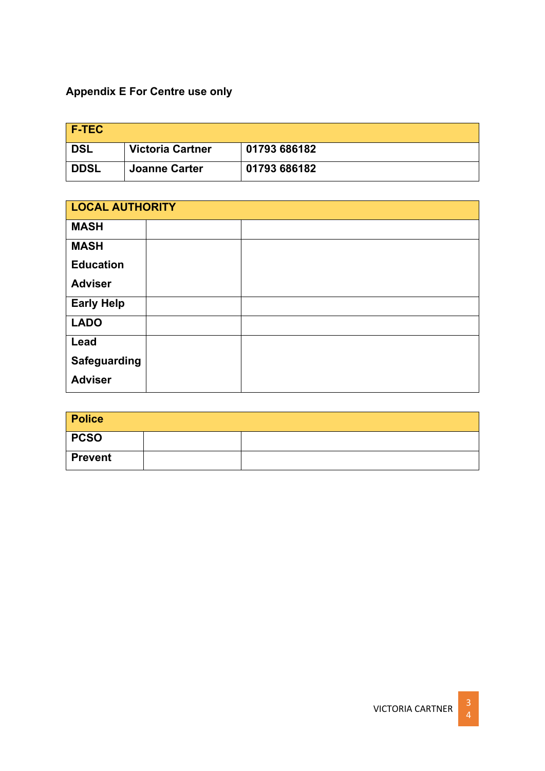**Appendix E For Centre use only**

| F-TEC | | |
|---|---|---|
| **DSL** | **Victoria Cartner** | **01793 686182** |
| **DDSL** | **Joanne Carter** | **01793 686182** |

| LOCAL AUTHORITY | | |
|---|---|---|
| **MASH** | | |
| **MASH Education Adviser** | | |
| **Early Help** | | |
| **LADO** | | |
| **Lead Safeguarding Adviser** | | |

| Police | | |
|---|---|---|
| **PCSO** | | |
| **Prevent** | | |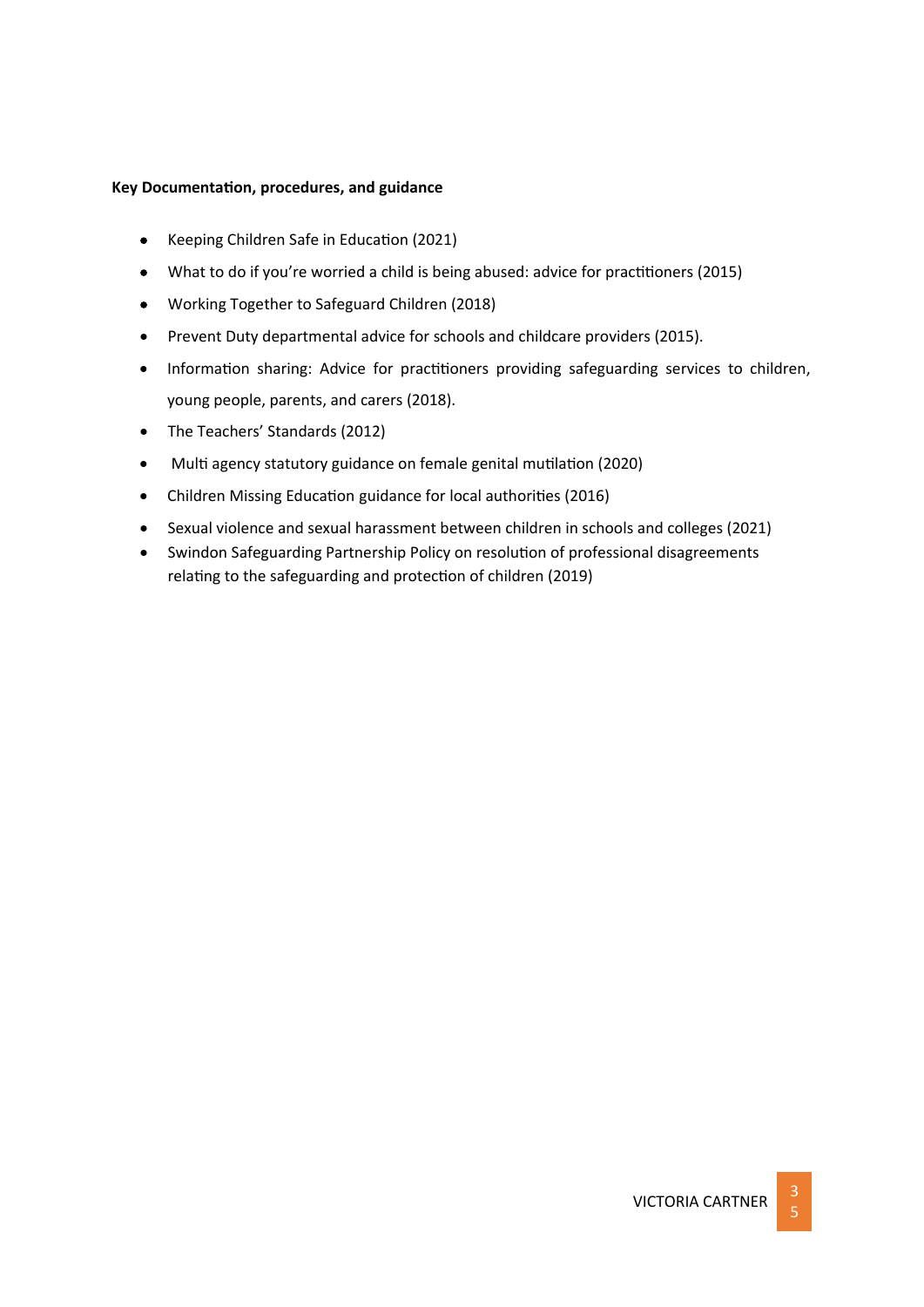**Key Documentation, procedures, and guidance**

- Keeping Children Safe in Education (2021)
- What to do if you're worried a child is being abused: advice for practitioners (2015)
- Working Together to Safeguard Children (2018)
- Prevent Duty departmental advice for schools and childcare providers (2015).
- Information sharing: Advice for practitioners providing safeguarding services to children, young people, parents, and carers (2018).
- The Teachers' Standards (2012)
- Multi agency statutory guidance on female genital mutilation (2020)
- Children Missing Education guidance for local authorities (2016)
- Sexual violence and sexual harassment between children in schools and colleges (2021)
- Swindon Safeguarding Partnership Policy on resolution of professional disagreements relating to the safeguarding and protection of children (2019)